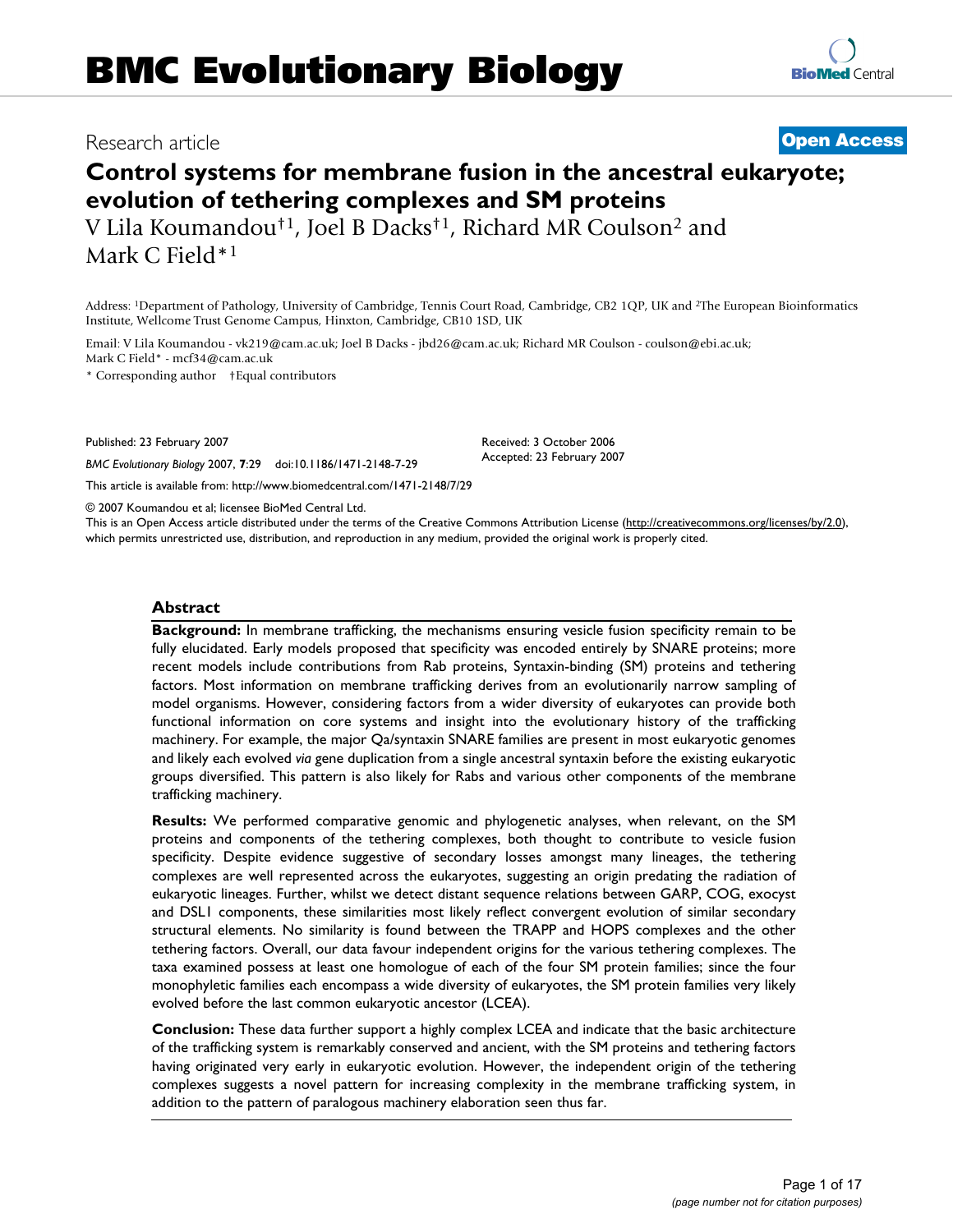# BMC Evolutionary Biology

Research article

**Open Access**

# Control systems for membrane fusion in the ancestral eukaryote; evolution of tethering complexes and SM proteins

V Lila Koumandou[†1], Joel B Dacks[†1], Richard MR Coulson[2] and Mark C Field*[1]

Address: [1]Department of Pathology, University of Cambridge, Tennis Court Road, Cambridge, CB2 1QP, UK and [2]The European Bioinformatics Institute, Wellcome Trust Genome Campus, Hinxton, Cambridge, CB10 1SD, UK

Email: V Lila Koumandou - vk219@cam.ac.uk; Joel B Dacks - jbd26@cam.ac.uk; Richard MR Coulson - coulson@ebi.ac.uk; Mark C Field* - mcf34@cam.ac.uk

\* Corresponding author †Equal contributors

Published: 23 February 2007

*BMC Evolutionary Biology* 2007, **7**:29 doi:10.1186/1471-2148-7-29

Received: 3 October 2006
Accepted: 23 February 2007

This article is available from: http://www.biomedcentral.com/1471-2148/7/29

© 2007 Koumandou et al; licensee BioMed Central Ltd.

This is an Open Access article distributed under the terms of the Creative Commons Attribution License (http://creativecommons.org/licenses/by/2.0), which permits unrestricted use, distribution, and reproduction in any medium, provided the original work is properly cited.

## Abstract

**Background:** In membrane trafficking, the mechanisms ensuring vesicle fusion specificity remain to be fully elucidated. Early models proposed that specificity was encoded entirely by SNARE proteins; more recent models include contributions from Rab proteins, Syntaxin-binding (SM) proteins and tethering factors. Most information on membrane trafficking derives from an evolutionarily narrow sampling of model organisms. However, considering factors from a wider diversity of eukaryotes can provide both functional information on core systems and insight into the evolutionary history of the trafficking machinery. For example, the major Qa/syntaxin SNARE families are present in most eukaryotic genomes and likely each evolved *via* gene duplication from a single ancestral syntaxin before the existing eukaryotic groups diversified. This pattern is also likely for Rabs and various other components of the membrane trafficking machinery.

**Results:** We performed comparative genomic and phylogenetic analyses, when relevant, on the SM proteins and components of the tethering complexes, both thought to contribute to vesicle fusion specificity. Despite evidence suggestive of secondary losses amongst many lineages, the tethering complexes are well represented across the eukaryotes, suggesting an origin predating the radiation of eukaryotic lineages. Further, whilst we detect distant sequence relations between GARP, COG, exocyst and DSL1 components, these similarities most likely reflect convergent evolution of similar secondary structural elements. No similarity is found between the TRAPP and HOPS complexes and the other tethering factors. Overall, our data favour independent origins for the various tethering complexes. The taxa examined possess at least one homologue of each of the four SM protein families; since the four monophyletic families each encompass a wide diversity of eukaryotes, the SM protein families very likely evolved before the last common eukaryotic ancestor (LCEA).

**Conclusion:** These data further support a highly complex LCEA and indicate that the basic architecture of the trafficking system is remarkably conserved and ancient, with the SM proteins and tethering factors having originated very early in eukaryotic evolution. However, the independent origin of the tethering complexes suggests a novel pattern for increasing complexity in the membrane trafficking system, in addition to the pattern of paralogous machinery elaboration seen thus far.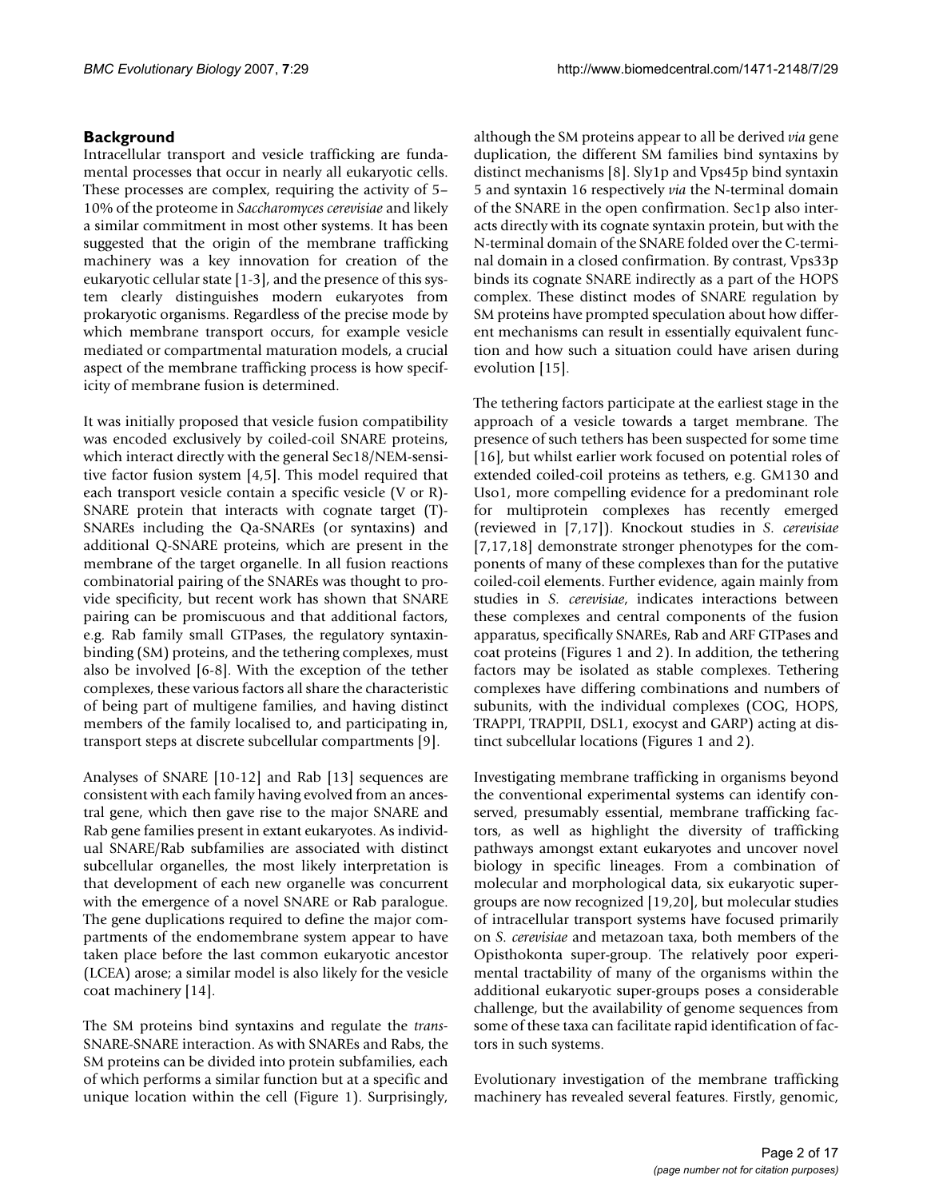## Background

Intracellular transport and vesicle trafficking are fundamental processes that occur in nearly all eukaryotic cells. These processes are complex, requiring the activity of 5–10% of the proteome in *Saccharomyces cerevisiae* and likely a similar commitment in most other systems. It has been suggested that the origin of the membrane trafficking machinery was a key innovation for creation of the eukaryotic cellular state [1-3], and the presence of this system clearly distinguishes modern eukaryotes from prokaryotic organisms. Regardless of the precise mode by which membrane transport occurs, for example vesicle mediated or compartmental maturation models, a crucial aspect of the membrane trafficking process is how specificity of membrane fusion is determined.

It was initially proposed that vesicle fusion compatibility was encoded exclusively by coiled-coil SNARE proteins, which interact directly with the general Sec18/NEM-sensitive factor fusion system [4,5]. This model required that each transport vesicle contain a specific vesicle (V or R)-SNARE protein that interacts with cognate target (T)-SNAREs including the Qa-SNAREs (or syntaxins) and additional Q-SNARE proteins, which are present in the membrane of the target organelle. In all fusion reactions combinatorial pairing of the SNAREs was thought to provide specificity, but recent work has shown that SNARE pairing can be promiscuous and that additional factors, e.g. Rab family small GTPases, the regulatory syntaxin-binding (SM) proteins, and the tethering complexes, must also be involved [6-8]. With the exception of the tether complexes, these various factors all share the characteristic of being part of multigene families, and having distinct members of the family localised to, and participating in, transport steps at discrete subcellular compartments [9].

Analyses of SNARE [10-12] and Rab [13] sequences are consistent with each family having evolved from an ancestral gene, which then gave rise to the major SNARE and Rab gene families present in extant eukaryotes. As individual SNARE/Rab subfamilies are associated with distinct subcellular organelles, the most likely interpretation is that development of each new organelle was concurrent with the emergence of a novel SNARE or Rab paralogue. The gene duplications required to define the major compartments of the endomembrane system appear to have taken place before the last common eukaryotic ancestor (LCEA) arose; a similar model is also likely for the vesicle coat machinery [14].

The SM proteins bind syntaxins and regulate the *trans*-SNARE-SNARE interaction. As with SNAREs and Rabs, the SM proteins can be divided into protein subfamilies, each of which performs a similar function but at a specific and unique location within the cell (Figure 1). Surprisingly, although the SM proteins appear to all be derived *via* gene duplication, the different SM families bind syntaxins by distinct mechanisms [8]. Sly1p and Vps45p bind syntaxin 5 and syntaxin 16 respectively *via* the N-terminal domain of the SNARE in the open confirmation. Sec1p also interacts directly with its cognate syntaxin protein, but with the N-terminal domain of the SNARE folded over the C-terminal domain in a closed confirmation. By contrast, Vps33p binds its cognate SNARE indirectly as a part of the HOPS complex. These distinct modes of SNARE regulation by SM proteins have prompted speculation about how different mechanisms can result in essentially equivalent function and how such a situation could have arisen during evolution [15].

The tethering factors participate at the earliest stage in the approach of a vesicle towards a target membrane. The presence of such tethers has been suspected for some time [16], but whilst earlier work focused on potential roles of extended coiled-coil proteins as tethers, e.g. GM130 and Uso1, more compelling evidence for a predominant role for multiprotein complexes has recently emerged (reviewed in [7,17]). Knockout studies in *S. cerevisiae* [7,17,18] demonstrate stronger phenotypes for the components of many of these complexes than for the putative coiled-coil elements. Further evidence, again mainly from studies in *S. cerevisiae*, indicates interactions between these complexes and central components of the fusion apparatus, specifically SNAREs, Rab and ARF GTPases and coat proteins (Figures 1 and 2). In addition, the tethering factors may be isolated as stable complexes. Tethering complexes have differing combinations and numbers of subunits, with the individual complexes (COG, HOPS, TRAPPI, TRAPPII, DSL1, exocyst and GARP) acting at distinct subcellular locations (Figures 1 and 2).

Investigating membrane trafficking in organisms beyond the conventional experimental systems can identify conserved, presumably essential, membrane trafficking factors, as well as highlight the diversity of trafficking pathways amongst extant eukaryotes and uncover novel biology in specific lineages. From a combination of molecular and morphological data, six eukaryotic super-groups are now recognized [19,20], but molecular studies of intracellular transport systems have focused primarily on *S. cerevisiae* and metazoan taxa, both members of the Opisthokonta super-group. The relatively poor experimental tractability of many of the organisms within the additional eukaryotic super-groups poses a considerable challenge, but the availability of genome sequences from some of these taxa can facilitate rapid identification of factors in such systems.

Evolutionary investigation of the membrane trafficking machinery has revealed several features. Firstly, genomic,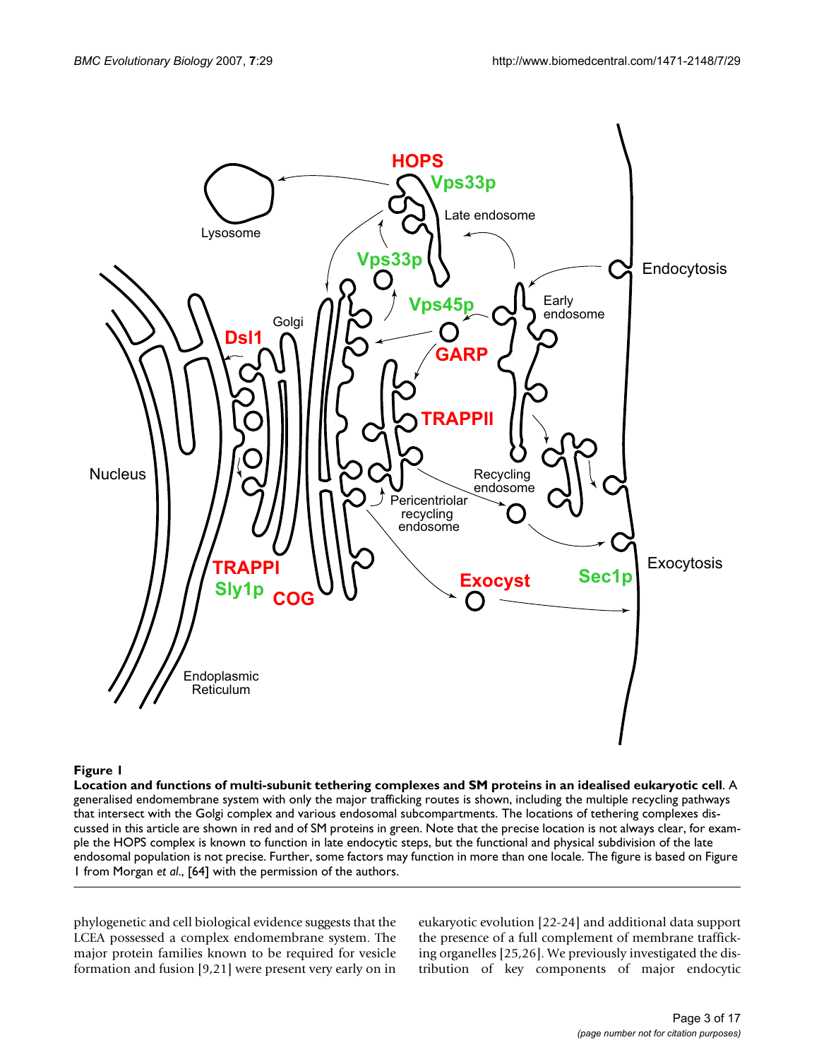**Figure 1**

**Location and functions of multi-subunit tethering complexes and SM proteins in an idealised eukaryotic cell**. A generalised endomembrane system with only the major trafficking routes is shown, including the multiple recycling pathways that intersect with the Golgi complex and various endosomal subcompartments. The locations of tethering complexes discussed in this article are shown in red and of SM proteins in green. Note that the precise location is not always clear, for example the HOPS complex is known to function in late endocytic steps, but the functional and physical subdivision of the late endosomal population is not precise. Further, some factors may function in more than one locale. The figure is based on Figure 1 from Morgan *et al*., [64] with the permission of the authors.

phylogenetic and cell biological evidence suggests that the LCEA possessed a complex endomembrane system. The major protein families known to be required for vesicle formation and fusion [9,21] were present very early on in eukaryotic evolution [22-24] and additional data support the presence of a full complement of membrane trafficking organelles [25,26]. We previously investigated the distribution of key components of major endocytic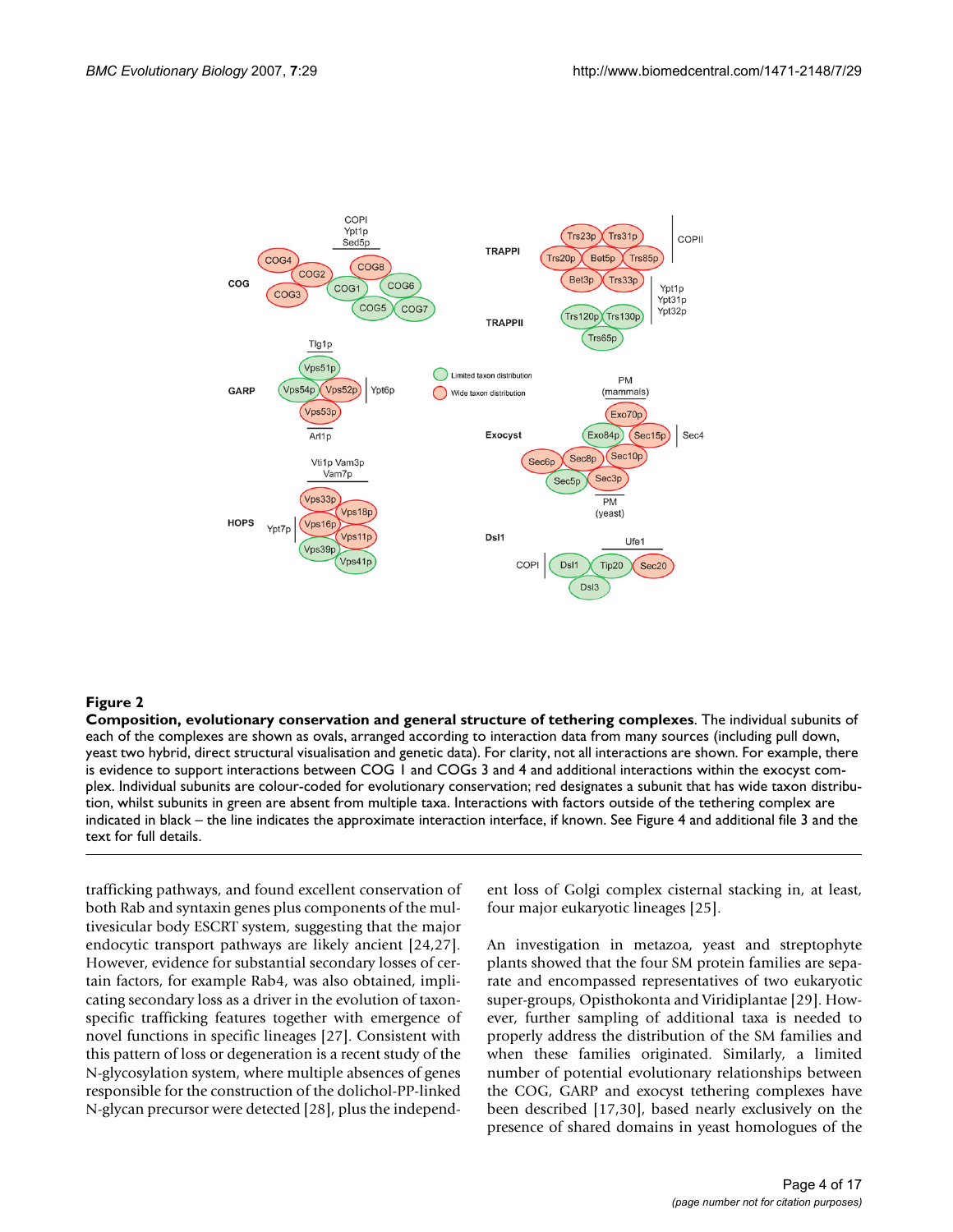**Figure 2**

**Composition, evolutionary conservation and general structure of tethering complexes**. The individual subunits of each of the complexes are shown as ovals, arranged according to interaction data from many sources (including pull down, yeast two hybrid, direct structural visualisation and genetic data). For clarity, not all interactions are shown. For example, there is evidence to support interactions between COG 1 and COGs 3 and 4 and additional interactions within the exocyst complex. Individual subunits are colour-coded for evolutionary conservation; red designates a subunit that has wide taxon distribution, whilst subunits in green are absent from multiple taxa. Interactions with factors outside of the tethering complex are indicated in black – the line indicates the approximate interaction interface, if known. See Figure 4 and additional file 3 and the text for full details.

trafficking pathways, and found excellent conservation of both Rab and syntaxin genes plus components of the multivesicular body ESCRT system, suggesting that the major endocytic transport pathways are likely ancient [24,27]. However, evidence for substantial secondary losses of certain factors, for example Rab4, was also obtained, implicating secondary loss as a driver in the evolution of taxon-specific trafficking features together with emergence of novel functions in specific lineages [27]. Consistent with this pattern of loss or degeneration is a recent study of the N-glycosylation system, where multiple absences of genes responsible for the construction of the dolichol-PP-linked N-glycan precursor were detected [28], plus the independent loss of Golgi complex cisternal stacking in, at least, four major eukaryotic lineages [25].

An investigation in metazoa, yeast and streptophyte plants showed that the four SM protein families are separate and encompassed representatives of two eukaryotic super-groups, Opisthokonta and Viridiplantae [29]. However, further sampling of additional taxa is needed to properly address the distribution of the SM families and when these families originated. Similarly, a limited number of potential evolutionary relationships between the COG, GARP and exocyst tethering complexes have been described [17,30], based nearly exclusively on the presence of shared domains in yeast homologues of the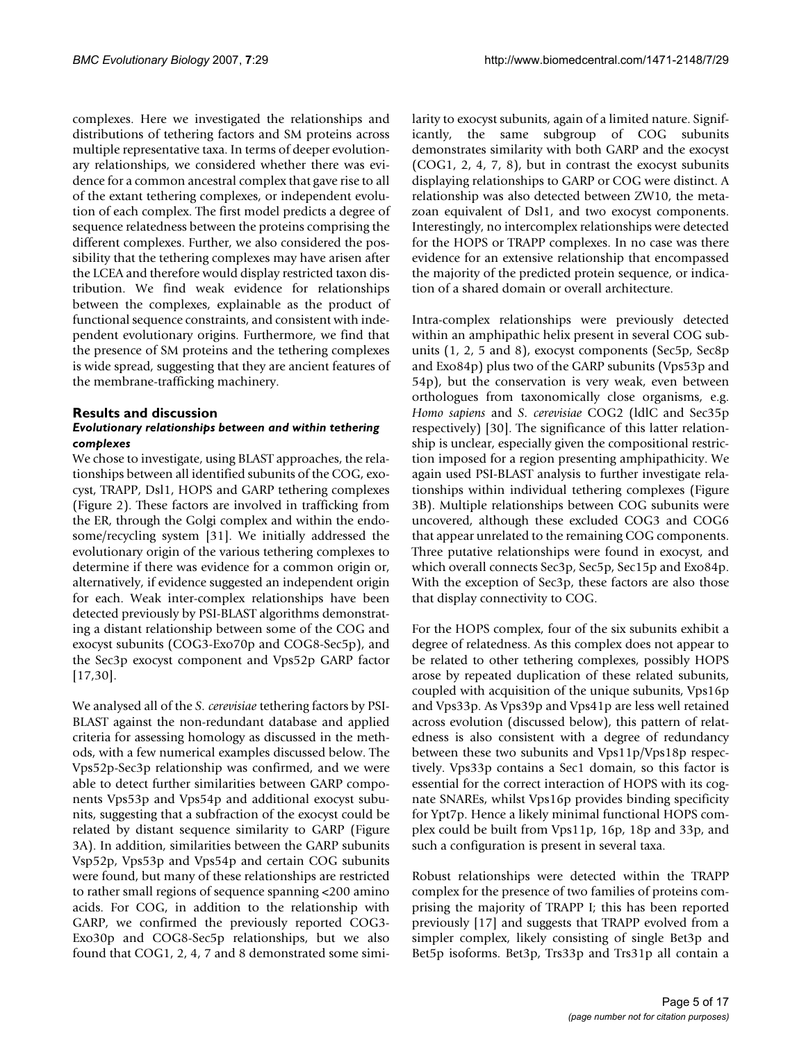complexes. Here we investigated the relationships and distributions of tethering factors and SM proteins across multiple representative taxa. In terms of deeper evolutionary relationships, we considered whether there was evidence for a common ancestral complex that gave rise to all of the extant tethering complexes, or independent evolution of each complex. The first model predicts a degree of sequence relatedness between the proteins comprising the different complexes. Further, we also considered the possibility that the tethering complexes may have arisen after the LCEA and therefore would display restricted taxon distribution. We find weak evidence for relationships between the complexes, explainable as the product of functional sequence constraints, and consistent with independent evolutionary origins. Furthermore, we find that the presence of SM proteins and the tethering complexes is wide spread, suggesting that they are ancient features of the membrane-trafficking machinery.

## Results and discussion

### *Evolutionary relationships between and within tethering complexes*

We chose to investigate, using BLAST approaches, the relationships between all identified subunits of the COG, exocyst, TRAPP, Dsl1, HOPS and GARP tethering complexes (Figure 2). These factors are involved in trafficking from the ER, through the Golgi complex and within the endosome/recycling system [31]. We initially addressed the evolutionary origin of the various tethering complexes to determine if there was evidence for a common origin or, alternatively, if evidence suggested an independent origin for each. Weak inter-complex relationships have been detected previously by PSI-BLAST algorithms demonstrating a distant relationship between some of the COG and exocyst subunits (COG3-Exo70p and COG8-Sec5p), and the Sec3p exocyst component and Vps52p GARP factor [17,30].

We analysed all of the *S. cerevisiae* tethering factors by PSI-BLAST against the non-redundant database and applied criteria for assessing homology as discussed in the methods, with a few numerical examples discussed below. The Vps52p-Sec3p relationship was confirmed, and we were able to detect further similarities between GARP components Vps53p and Vps54p and additional exocyst subunits, suggesting that a subfraction of the exocyst could be related by distant sequence similarity to GARP (Figure 3A). In addition, similarities between the GARP subunits Vsp52p, Vps53p and Vps54p and certain COG subunits were found, but many of these relationships are restricted to rather small regions of sequence spanning <200 amino acids. For COG, in addition to the relationship with GARP, we confirmed the previously reported COG3-Exo30p and COG8-Sec5p relationships, but we also found that COG1, 2, 4, 7 and 8 demonstrated some similarity to exocyst subunits, again of a limited nature. Significantly, the same subgroup of COG subunits demonstrates similarity with both GARP and the exocyst (COG1, 2, 4, 7, 8), but in contrast the exocyst subunits displaying relationships to GARP or COG were distinct. A relationship was also detected between ZW10, the metazoan equivalent of Dsl1, and two exocyst components. Interestingly, no intercomplex relationships were detected for the HOPS or TRAPP complexes. In no case was there evidence for an extensive relationship that encompassed the majority of the predicted protein sequence, or indication of a shared domain or overall architecture.

Intra-complex relationships were previously detected within an amphipathic helix present in several COG subunits (1, 2, 5 and 8), exocyst components (Sec5p, Sec8p and Exo84p) plus two of the GARP subunits (Vps53p and 54p), but the conservation is very weak, even between orthologues from taxonomically close organisms, e.g. *Homo sapiens* and *S. cerevisiae* COG2 (ldlC and Sec35p respectively) [30]. The significance of this latter relationship is unclear, especially given the compositional restriction imposed for a region presenting amphipathicity. We again used PSI-BLAST analysis to further investigate relationships within individual tethering complexes (Figure 3B). Multiple relationships between COG subunits were uncovered, although these excluded COG3 and COG6 that appear unrelated to the remaining COG components. Three putative relationships were found in exocyst, and which overall connects Sec3p, Sec5p, Sec15p and Exo84p. With the exception of Sec3p, these factors are also those that display connectivity to COG.

For the HOPS complex, four of the six subunits exhibit a degree of relatedness. As this complex does not appear to be related to other tethering complexes, possibly HOPS arose by repeated duplication of these related subunits, coupled with acquisition of the unique subunits, Vps16p and Vps33p. As Vps39p and Vps41p are less well retained across evolution (discussed below), this pattern of relatedness is also consistent with a degree of redundancy between these two subunits and Vps11p/Vps18p respectively. Vps33p contains a Sec1 domain, so this factor is essential for the correct interaction of HOPS with its cognate SNAREs, whilst Vps16p provides binding specificity for Ypt7p. Hence a likely minimal functional HOPS complex could be built from Vps11p, 16p, 18p and 33p, and such a configuration is present in several taxa.

Robust relationships were detected within the TRAPP complex for the presence of two families of proteins comprising the majority of TRAPP I; this has been reported previously [17] and suggests that TRAPP evolved from a simpler complex, likely consisting of single Bet3p and Bet5p isoforms. Bet3p, Trs33p and Trs31p all contain a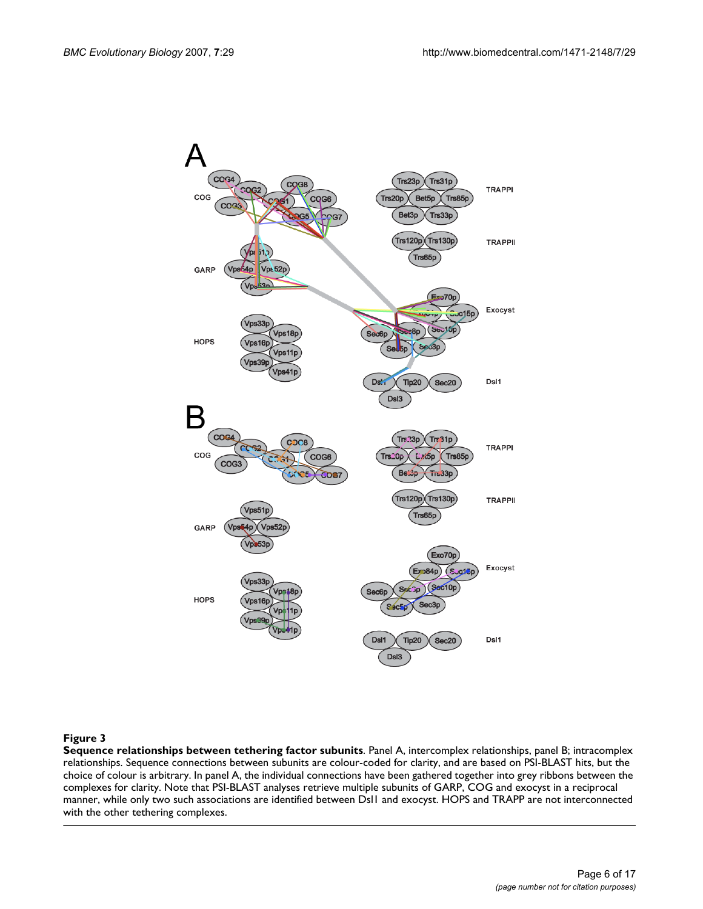**Figure 3**

**Sequence relationships between tethering factor subunits**. Panel A, intercomplex relationships, panel B; intracomplex relationships. Sequence connections between subunits are colour-coded for clarity, and are based on PSI-BLAST hits, but the choice of colour is arbitrary. In panel A, the individual connections have been gathered together into grey ribbons between the complexes for clarity. Note that PSI-BLAST analyses retrieve multiple subunits of GARP, COG and exocyst in a reciprocal manner, while only two such associations are identified between Dsl1 and exocyst. HOPS and TRAPP are not interconnected with the other tethering complexes.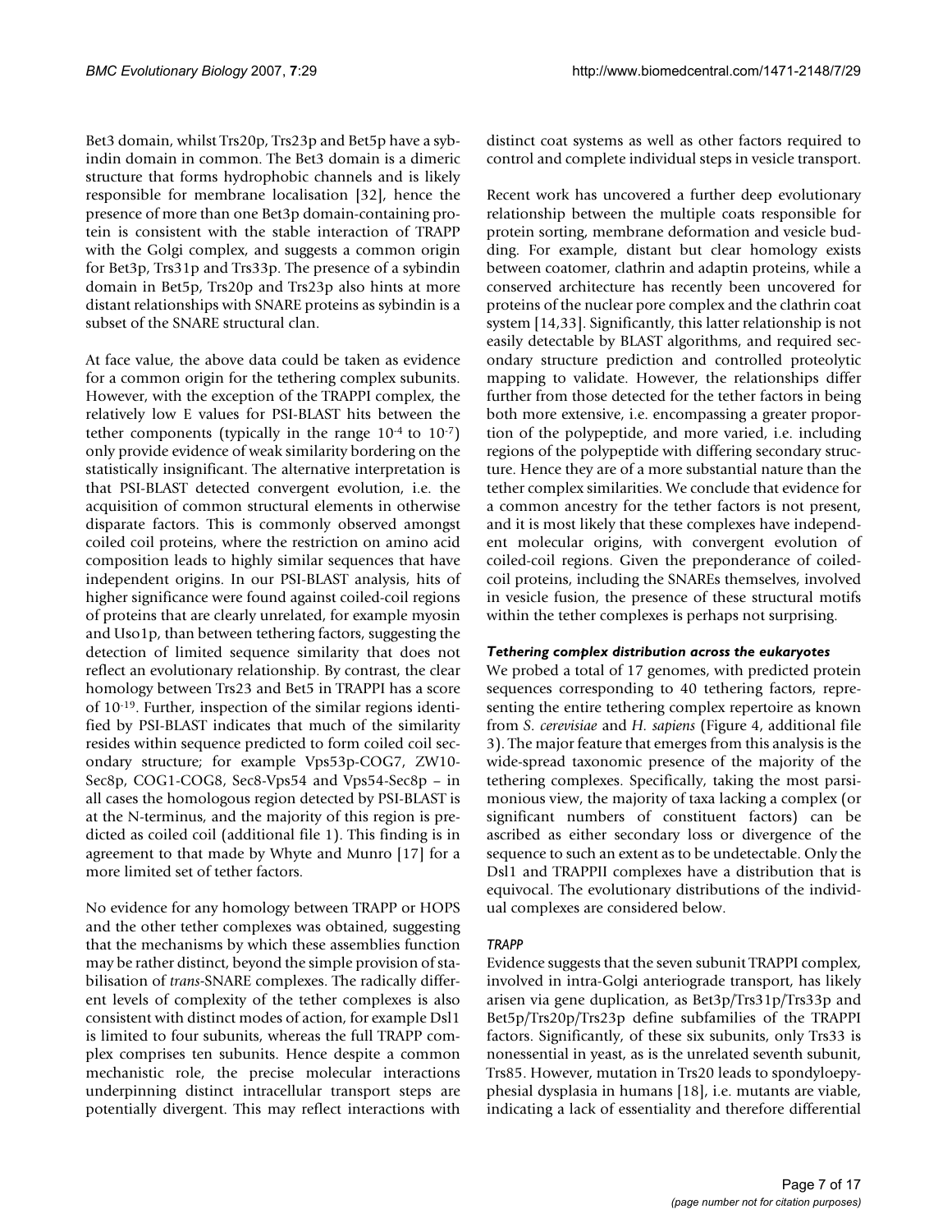Bet3 domain, whilst Trs20p, Trs23p and Bet5p have a sybindin domain in common. The Bet3 domain is a dimeric structure that forms hydrophobic channels and is likely responsible for membrane localisation [32], hence the presence of more than one Bet3p domain-containing protein is consistent with the stable interaction of TRAPP with the Golgi complex, and suggests a common origin for Bet3p, Trs31p and Trs33p. The presence of a sybindin domain in Bet5p, Trs20p and Trs23p also hints at more distant relationships with SNARE proteins as sybindin is a subset of the SNARE structural clan.

At face value, the above data could be taken as evidence for a common origin for the tethering complex subunits. However, with the exception of the TRAPPI complex, the relatively low E values for PSI-BLAST hits between the tether components (typically in the range $10^{-4}$ to $10^{-7}$) only provide evidence of weak similarity bordering on the statistically insignificant. The alternative interpretation is that PSI-BLAST detected convergent evolution, i.e. the acquisition of common structural elements in otherwise disparate factors. This is commonly observed amongst coiled coil proteins, where the restriction on amino acid composition leads to highly similar sequences that have independent origins. In our PSI-BLAST analysis, hits of higher significance were found against coiled-coil regions of proteins that are clearly unrelated, for example myosin and Uso1p, than between tethering factors, suggesting the detection of limited sequence similarity that does not reflect an evolutionary relationship. By contrast, the clear homology between Trs23 and Bet5 in TRAPPI has a score of $10^{-19}$. Further, inspection of the similar regions identified by PSI-BLAST indicates that much of the similarity resides within sequence predicted to form coiled coil secondary structure; for example Vps53p-COG7, ZW10-Sec8p, COG1-COG8, Sec8-Vps54 and Vps54-Sec8p – in all cases the homologous region detected by PSI-BLAST is at the N-terminus, and the majority of this region is predicted as coiled coil (additional file 1). This finding is in agreement to that made by Whyte and Munro [17] for a more limited set of tether factors.

No evidence for any homology between TRAPP or HOPS and the other tether complexes was obtained, suggesting that the mechanisms by which these assemblies function may be rather distinct, beyond the simple provision of stabilisation of *trans*-SNARE complexes. The radically different levels of complexity of the tether complexes is also consistent with distinct modes of action, for example Dsl1 is limited to four subunits, whereas the full TRAPP complex comprises ten subunits. Hence despite a common mechanistic role, the precise molecular interactions underpinning distinct intracellular transport steps are potentially divergent. This may reflect interactions with distinct coat systems as well as other factors required to control and complete individual steps in vesicle transport.

Recent work has uncovered a further deep evolutionary relationship between the multiple coats responsible for protein sorting, membrane deformation and vesicle budding. For example, distant but clear homology exists between coatomer, clathrin and adaptin proteins, while a conserved architecture has recently been uncovered for proteins of the nuclear pore complex and the clathrin coat system [14,33]. Significantly, this latter relationship is not easily detectable by BLAST algorithms, and required secondary structure prediction and controlled proteolytic mapping to validate. However, the relationships differ further from those detected for the tether factors in being both more extensive, i.e. encompassing a greater proportion of the polypeptide, and more varied, i.e. including regions of the polypeptide with differing secondary structure. Hence they are of a more substantial nature than the tether complex similarities. We conclude that evidence for a common ancestry for the tether factors is not present, and it is most likely that these complexes have independent molecular origins, with convergent evolution of coiled-coil regions. Given the preponderance of coiled-coil proteins, including the SNAREs themselves, involved in vesicle fusion, the presence of these structural motifs within the tether complexes is perhaps not surprising.

### *Tethering complex distribution across the eukaryotes*

We probed a total of 17 genomes, with predicted protein sequences corresponding to 40 tethering factors, representing the entire tethering complex repertoire as known from *S. cerevisiae* and *H. sapiens* (Figure 4, additional file 3). The major feature that emerges from this analysis is the wide-spread taxonomic presence of the majority of the tethering complexes. Specifically, taking the most parsimonious view, the majority of taxa lacking a complex (or significant numbers of constituent factors) can be ascribed as either secondary loss or divergence of the sequence to such an extent as to be undetectable. Only the Dsl1 and TRAPPII complexes have a distribution that is equivocal. The evolutionary distributions of the individual complexes are considered below.

#### *TRAPP*

Evidence suggests that the seven subunit TRAPPI complex, involved in intra-Golgi anteriograde transport, has likely arisen via gene duplication, as Bet3p/Trs31p/Trs33p and Bet5p/Trs20p/Trs23p define subfamilies of the TRAPPI factors. Significantly, of these six subunits, only Trs33 is nonessential in yeast, as is the unrelated seventh subunit, Trs85. However, mutation in Trs20 leads to spondyloepyphesial dysplasia in humans [18], i.e. mutants are viable, indicating a lack of essentiality and therefore differential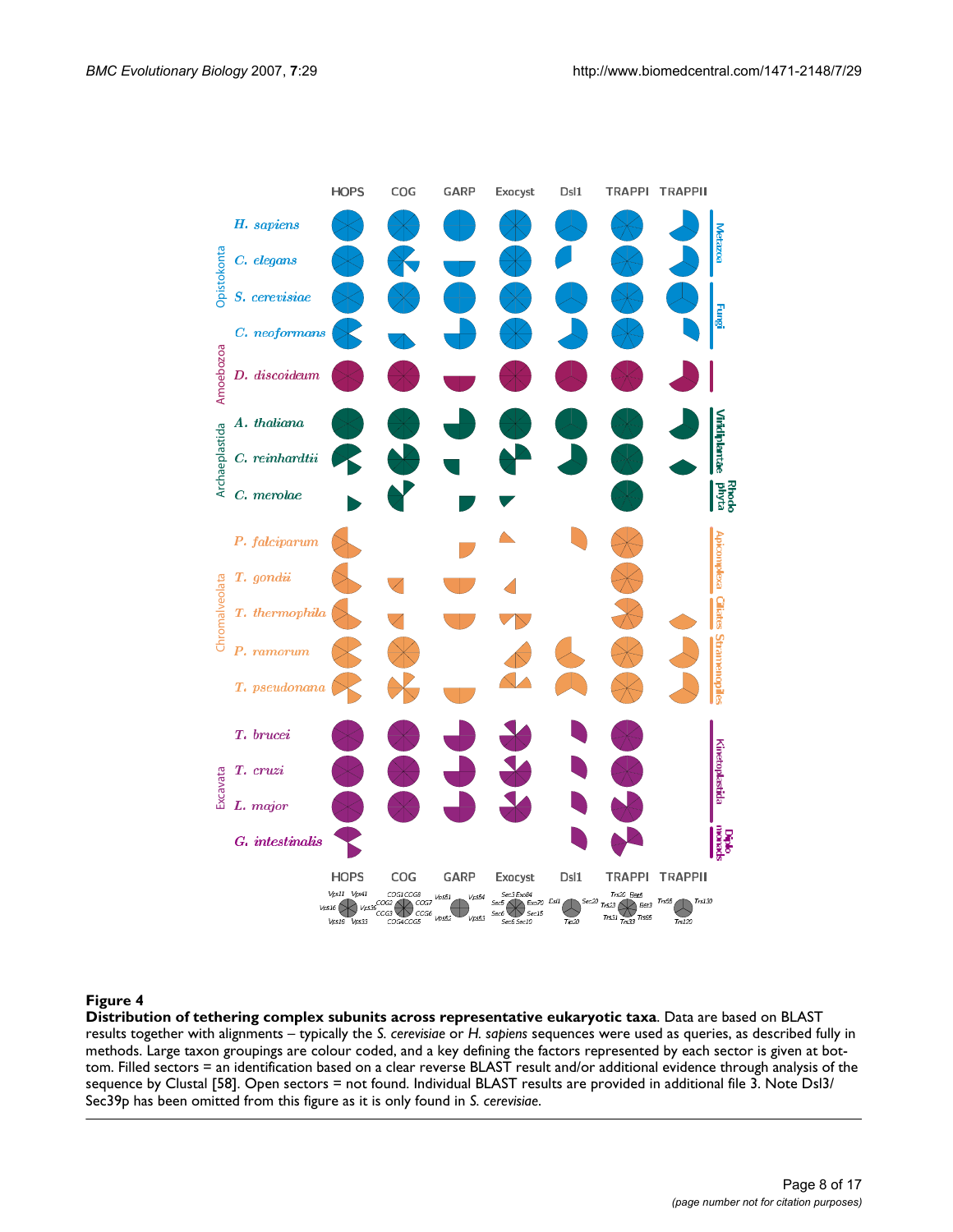**Figure 4**

**Distribution of tethering complex subunits across representative eukaryotic taxa**. Data are based on BLAST results together with alignments – typically the *S. cerevisiae* or *H. sapiens* sequences were used as queries, as described fully in methods. Large taxon groupings are colour coded, and a key defining the factors represented by each sector is given at bottom. Filled sectors = an identification based on a clear reverse BLAST result and/or additional evidence through analysis of the sequence by Clustal [58]. Open sectors = not found. Individual BLAST results are provided in additional file 3. Note Dsl3/Sec39p has been omitted from this figure as it is only found in *S. cerevisiae*.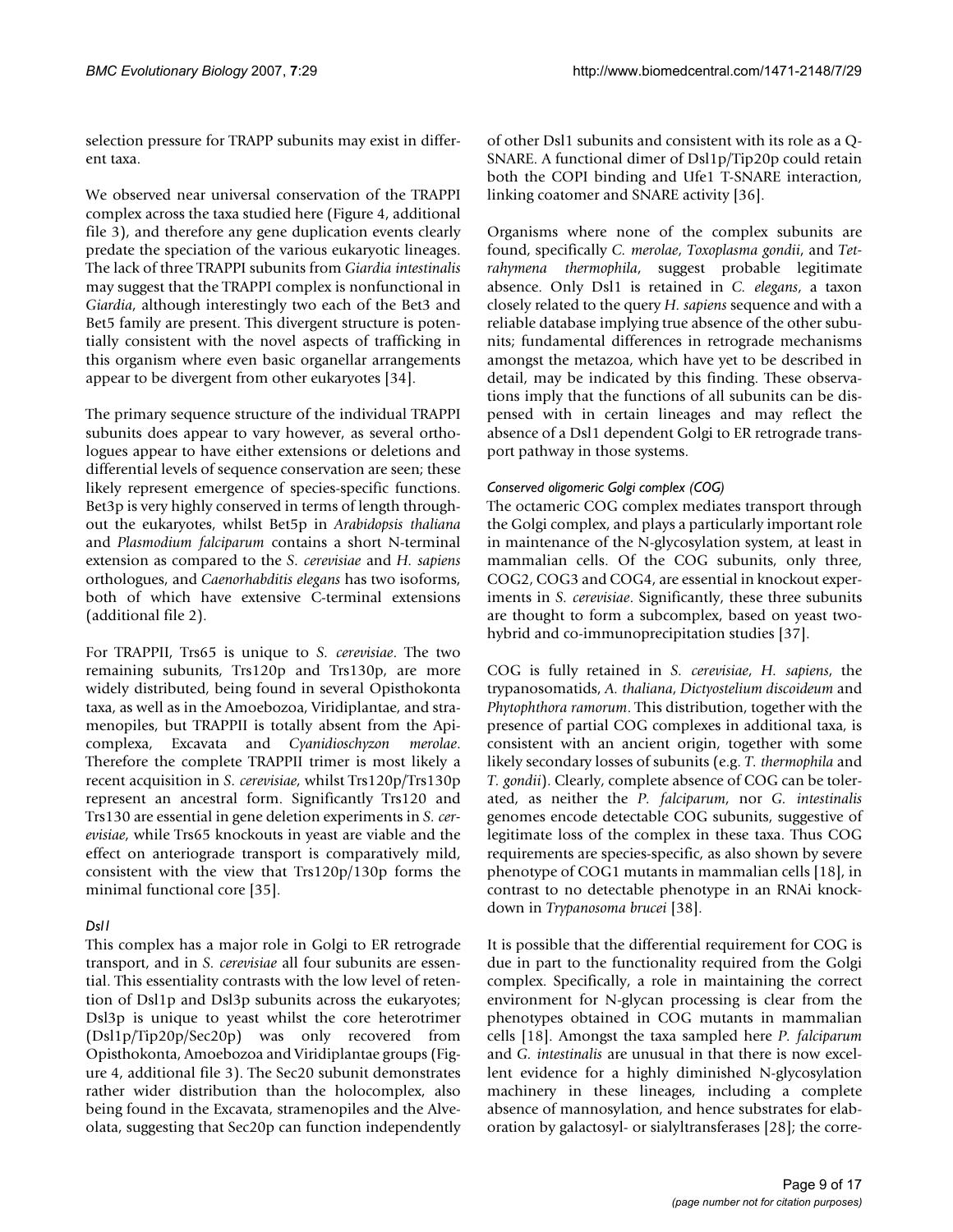selection pressure for TRAPP subunits may exist in different taxa.

We observed near universal conservation of the TRAPPI complex across the taxa studied here (Figure 4, additional file 3), and therefore any gene duplication events clearly predate the speciation of the various eukaryotic lineages. The lack of three TRAPPI subunits from *Giardia intestinalis* may suggest that the TRAPPI complex is nonfunctional in *Giardia*, although interestingly two each of the Bet3 and Bet5 family are present. This divergent structure is potentially consistent with the novel aspects of trafficking in this organism where even basic organellar arrangements appear to be divergent from other eukaryotes [34].

The primary sequence structure of the individual TRAPPI subunits does appear to vary however, as several orthologues appear to have either extensions or deletions and differential levels of sequence conservation are seen; these likely represent emergence of species-specific functions. Bet3p is very highly conserved in terms of length throughout the eukaryotes, whilst Bet5p in *Arabidopsis thaliana* and *Plasmodium falciparum* contains a short N-terminal extension as compared to the *S. cerevisiae* and *H. sapiens* orthologues, and *Caenorhabditis elegans* has two isoforms, both of which have extensive C-terminal extensions (additional file 2).

For TRAPPII, Trs65 is unique to *S. cerevisiae*. The two remaining subunits, Trs120p and Trs130p, are more widely distributed, being found in several Opisthokonta taxa, as well as in the Amoebozoa, Viridiplantae, and stramenopiles, but TRAPPII is totally absent from the Apicomplexa, Excavata and *Cyanidioschyzon merolae*. Therefore the complete TRAPPII trimer is most likely a recent acquisition in *S. cerevisiae*, whilst Trs120p/Trs130p represent an ancestral form. Significantly Trs120 and Trs130 are essential in gene deletion experiments in *S. cerevisiae*, while Trs65 knockouts in yeast are viable and the effect on anteriograde transport is comparatively mild, consistent with the view that Trs120p/130p forms the minimal functional core [35].

### *Dsl1*

This complex has a major role in Golgi to ER retrograde transport, and in *S. cerevisiae* all four subunits are essential. This essentiality contrasts with the low level of retention of Dsl1p and Dsl3p subunits across the eukaryotes; Dsl3p is unique to yeast whilst the core heterotrimer (Dsl1p/Tip20p/Sec20p) was only recovered from Opisthokonta, Amoebozoa and Viridiplantae groups (Figure 4, additional file 3). The Sec20 subunit demonstrates rather wider distribution than the holocomplex, also being found in the Excavata, stramenopiles and the Alveolata, suggesting that Sec20p can function independently of other Dsl1 subunits and consistent with its role as a Q-SNARE. A functional dimer of Dsl1p/Tip20p could retain both the COPI binding and Ufe1 T-SNARE interaction, linking coatomer and SNARE activity [36].

Organisms where none of the complex subunits are found, specifically *C. merolae*, *Toxoplasma gondii*, and *Tetrahymena thermophila*, suggest probable legitimate absence. Only Dsl1 is retained in *C. elegans*, a taxon closely related to the query *H. sapiens* sequence and with a reliable database implying true absence of the other subunits; fundamental differences in retrograde mechanisms amongst the metazoa, which have yet to be described in detail, may be indicated by this finding. These observations imply that the functions of all subunits can be dispensed with in certain lineages and may reflect the absence of a Dsl1 dependent Golgi to ER retrograde transport pathway in those systems.

### *Conserved oligomeric Golgi complex (COG)*

The octameric COG complex mediates transport through the Golgi complex, and plays a particularly important role in maintenance of the N-glycosylation system, at least in mammalian cells. Of the COG subunits, only three, COG2, COG3 and COG4, are essential in knockout experiments in *S. cerevisiae*. Significantly, these three subunits are thought to form a subcomplex, based on yeast two-hybrid and co-immunoprecipitation studies [37].

COG is fully retained in *S. cerevisiae*, *H. sapiens*, the trypanosomatids, *A. thaliana*, *Dictyostelium discoideum* and *Phytophthora ramorum*. This distribution, together with the presence of partial COG complexes in additional taxa, is consistent with an ancient origin, together with some likely secondary losses of subunits (e.g. *T. thermophila* and *T. gondii*). Clearly, complete absence of COG can be tolerated, as neither the *P. falciparum*, nor *G. intestinalis* genomes encode detectable COG subunits, suggestive of legitimate loss of the complex in these taxa. Thus COG requirements are species-specific, as also shown by severe phenotype of COG1 mutants in mammalian cells [18], in contrast to no detectable phenotype in an RNAi knockdown in *Trypanosoma brucei* [38].

It is possible that the differential requirement for COG is due in part to the functionality required from the Golgi complex. Specifically, a role in maintaining the correct environment for N-glycan processing is clear from the phenotypes obtained in COG mutants in mammalian cells [18]. Amongst the taxa sampled here *P. falciparum* and *G. intestinalis* are unusual in that there is now excellent evidence for a highly diminished N-glycosylation machinery in these lineages, including a complete absence of mannosylation, and hence substrates for elaboration by galactosyl- or sialyltransferases [28]; the corre-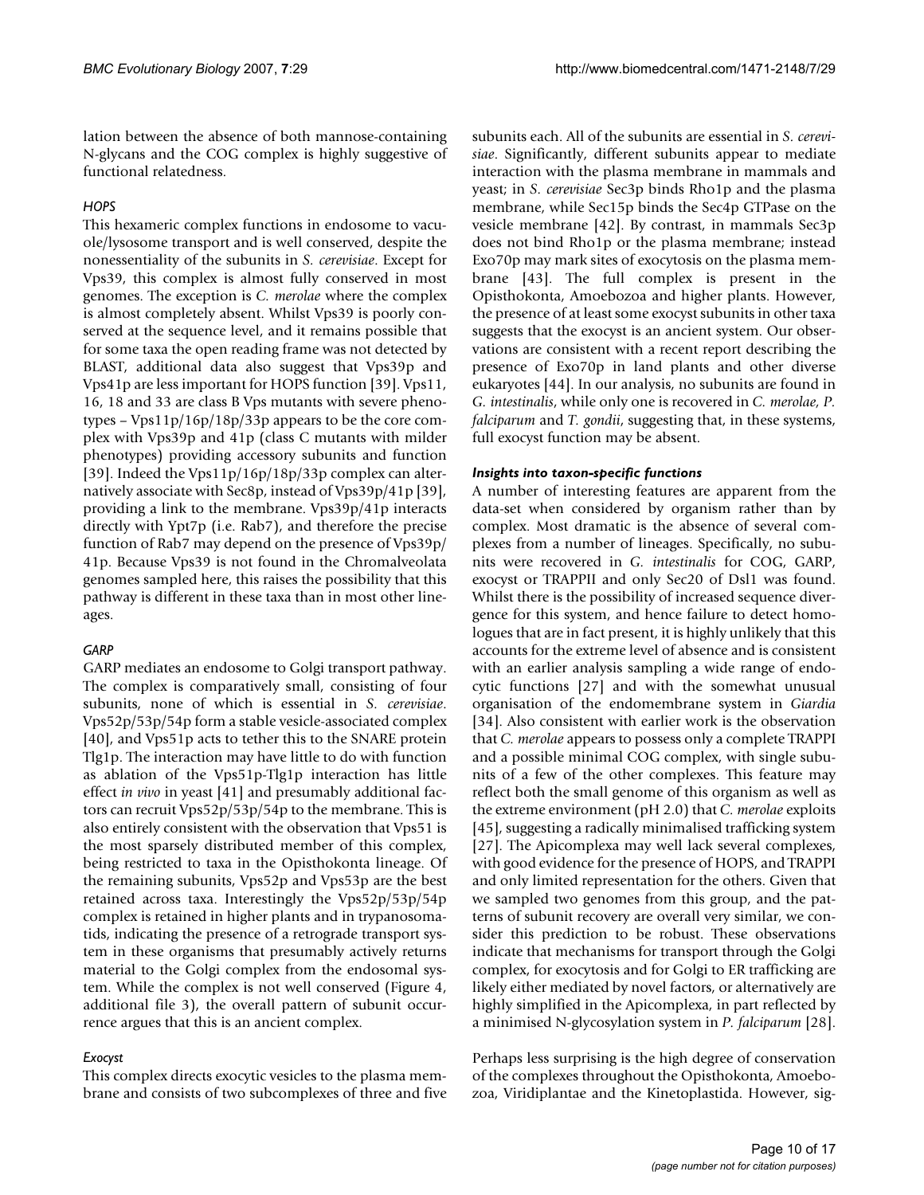lation between the absence of both mannose-containing N-glycans and the COG complex is highly suggestive of functional relatedness.

### *HOPS*

This hexameric complex functions in endosome to vacuole/lysosome transport and is well conserved, despite the nonessentiality of the subunits in *S. cerevisiae*. Except for Vps39, this complex is almost fully conserved in most genomes. The exception is *C. merolae* where the complex is almost completely absent. Whilst Vps39 is poorly conserved at the sequence level, and it remains possible that for some taxa the open reading frame was not detected by BLAST, additional data also suggest that Vps39p and Vps41p are less important for HOPS function [39]. Vps11, 16, 18 and 33 are class B Vps mutants with severe phenotypes – Vps11p/16p/18p/33p appears to be the core complex with Vps39p and 41p (class C mutants with milder phenotypes) providing accessory subunits and function [39]. Indeed the Vps11p/16p/18p/33p complex can alternatively associate with Sec8p, instead of Vps39p/41p [39], providing a link to the membrane. Vps39p/41p interacts directly with Ypt7p (i.e. Rab7), and therefore the precise function of Rab7 may depend on the presence of Vps39p/41p. Because Vps39 is not found in the Chromalveolata genomes sampled here, this raises the possibility that this pathway is different in these taxa than in most other lineages.

### *GARP*

GARP mediates an endosome to Golgi transport pathway. The complex is comparatively small, consisting of four subunits, none of which is essential in *S. cerevisiae*. Vps52p/53p/54p form a stable vesicle-associated complex [40], and Vps51p acts to tether this to the SNARE protein Tlg1p. The interaction may have little to do with function as ablation of the Vps51p-Tlg1p interaction has little effect *in vivo* in yeast [41] and presumably additional factors can recruit Vps52p/53p/54p to the membrane. This is also entirely consistent with the observation that Vps51 is the most sparsely distributed member of this complex, being restricted to taxa in the Opisthokonta lineage. Of the remaining subunits, Vps52p and Vps53p are the best retained across taxa. Interestingly the Vps52p/53p/54p complex is retained in higher plants and in trypanosomatids, indicating the presence of a retrograde transport system in these organisms that presumably actively returns material to the Golgi complex from the endosomal system. While the complex is not well conserved (Figure 4, additional file 3), the overall pattern of subunit occurrence argues that this is an ancient complex.

### *Exocyst*

This complex directs exocytic vesicles to the plasma membrane and consists of two subcomplexes of three and five subunits each. All of the subunits are essential in *S. cerevisiae*. Significantly, different subunits appear to mediate interaction with the plasma membrane in mammals and yeast; in *S. cerevisiae* Sec3p binds Rho1p and the plasma membrane, while Sec15p binds the Sec4p GTPase on the vesicle membrane [42]. By contrast, in mammals Sec3p does not bind Rho1p or the plasma membrane; instead Exo70p may mark sites of exocytosis on the plasma membrane [43]. The full complex is present in the Opisthokonta, Amoebozoa and higher plants. However, the presence of at least some exocyst subunits in other taxa suggests that the exocyst is an ancient system. Our observations are consistent with a recent report describing the presence of Exo70p in land plants and other diverse eukaryotes [44]. In our analysis, no subunits are found in *G. intestinalis*, while only one is recovered in *C. merolae*, *P. falciparum* and *T. gondii*, suggesting that, in these systems, full exocyst function may be absent.

### ***Insights into taxon-specific functions***

A number of interesting features are apparent from the data-set when considered by organism rather than by complex. Most dramatic is the absence of several complexes from a number of lineages. Specifically, no subunits were recovered in *G. intestinalis* for COG, GARP, exocyst or TRAPPII and only Sec20 of Dsl1 was found. Whilst there is the possibility of increased sequence divergence for this system, and hence failure to detect homologues that are in fact present, it is highly unlikely that this accounts for the extreme level of absence and is consistent with an earlier analysis sampling a wide range of endocytic functions [27] and with the somewhat unusual organisation of the endomembrane system in *Giardia* [34]. Also consistent with earlier work is the observation that *C. merolae* appears to possess only a complete TRAPPI and a possible minimal COG complex, with single subunits of a few of the other complexes. This feature may reflect both the small genome of this organism as well as the extreme environment (pH 2.0) that *C. merolae* exploits [45], suggesting a radically minimalised trafficking system [27]. The Apicomplexa may well lack several complexes, with good evidence for the presence of HOPS, and TRAPPI and only limited representation for the others. Given that we sampled two genomes from this group, and the patterns of subunit recovery are overall very similar, we consider this prediction to be robust. These observations indicate that mechanisms for transport through the Golgi complex, for exocytosis and for Golgi to ER trafficking are likely either mediated by novel factors, or alternatively are highly simplified in the Apicomplexa, in part reflected by a minimised N-glycosylation system in *P. falciparum* [28].

Perhaps less surprising is the high degree of conservation of the complexes throughout the Opisthokonta, Amoebozoa, Viridiplantae and the Kinetoplastida. However, sig-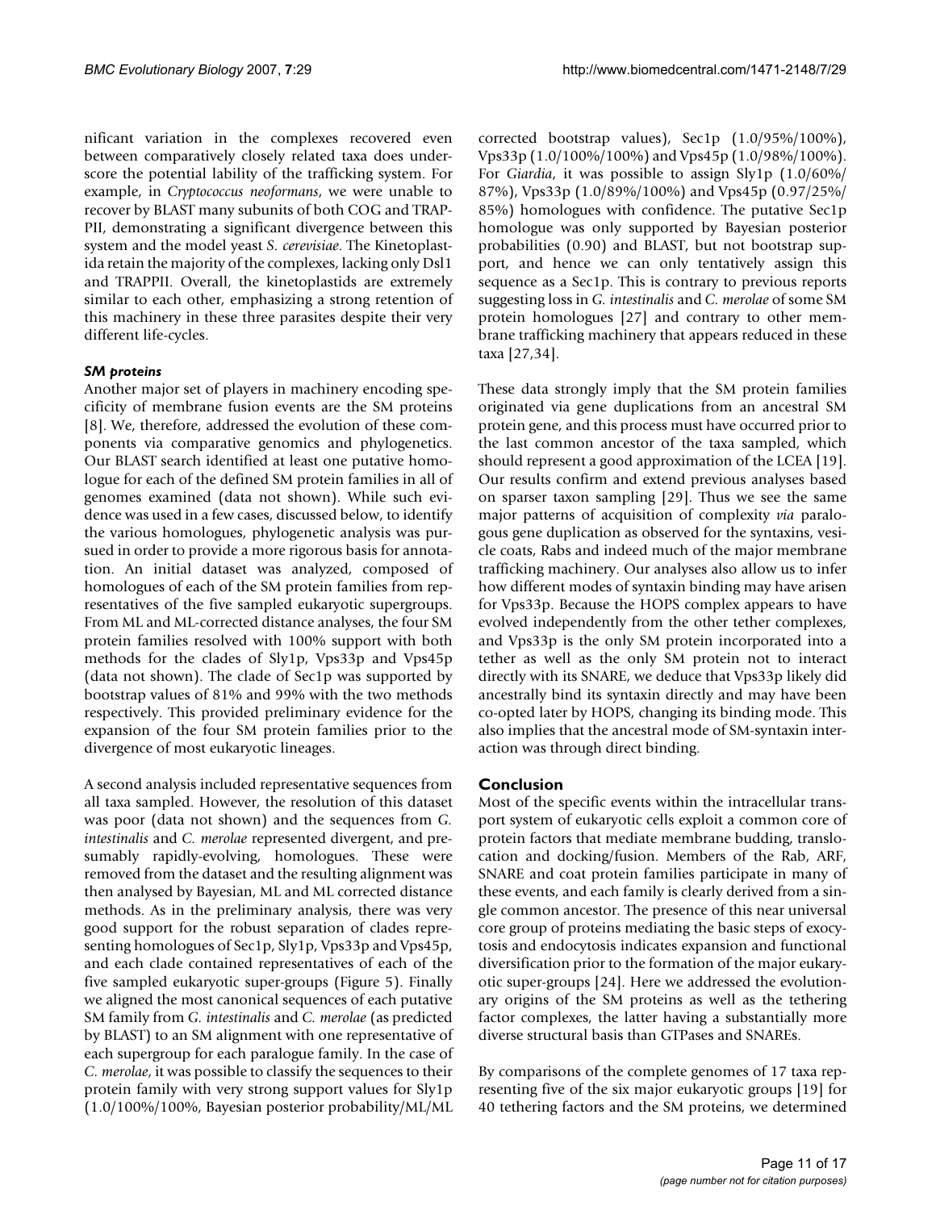nificant variation in the complexes recovered even between comparatively closely related taxa does underscore the potential lability of the trafficking system. For example, in *Cryptococcus neoformans*, we were unable to recover by BLAST many subunits of both COG and TRAPPII, demonstrating a significant divergence between this system and the model yeast *S. cerevisiae*. The Kinetoplastida retain the majority of the complexes, lacking only Dsl1 and TRAPPII. Overall, the kinetoplastids are extremely similar to each other, emphasizing a strong retention of this machinery in these three parasites despite their very different life-cycles.

### *SM proteins*

Another major set of players in machinery encoding specificity of membrane fusion events are the SM proteins [8]. We, therefore, addressed the evolution of these components via comparative genomics and phylogenetics. Our BLAST search identified at least one putative homologue for each of the defined SM protein families in all of genomes examined (data not shown). While such evidence was used in a few cases, discussed below, to identify the various homologues, phylogenetic analysis was pursued in order to provide a more rigorous basis for annotation. An initial dataset was analyzed, composed of homologues of each of the SM protein families from representatives of the five sampled eukaryotic supergroups. From ML and ML-corrected distance analyses, the four SM protein families resolved with 100% support with both methods for the clades of Sly1p, Vps33p and Vps45p (data not shown). The clade of Sec1p was supported by bootstrap values of 81% and 99% with the two methods respectively. This provided preliminary evidence for the expansion of the four SM protein families prior to the divergence of most eukaryotic lineages.

A second analysis included representative sequences from all taxa sampled. However, the resolution of this dataset was poor (data not shown) and the sequences from *G. intestinalis* and *C. merolae* represented divergent, and presumably rapidly-evolving, homologues. These were removed from the dataset and the resulting alignment was then analysed by Bayesian, ML and ML corrected distance methods. As in the preliminary analysis, there was very good support for the robust separation of clades representing homologues of Sec1p, Sly1p, Vps33p and Vps45p, and each clade contained representatives of each of the five sampled eukaryotic super-groups (Figure 5). Finally we aligned the most canonical sequences of each putative SM family from *G. intestinalis* and *C. merolae* (as predicted by BLAST) to an SM alignment with one representative of each supergroup for each paralogue family. In the case of *C. merolae*, it was possible to classify the sequences to their protein family with very strong support values for Sly1p (1.0/100%/100%, Bayesian posterior probability/ML/ML corrected bootstrap values), Sec1p (1.0/95%/100%), Vps33p (1.0/100%/100%) and Vps45p (1.0/98%/100%). For *Giardia*, it was possible to assign Sly1p (1.0/60%/87%), Vps33p (1.0/89%/100%) and Vps45p (0.97/25%/85%) homologues with confidence. The putative Sec1p homologue was only supported by Bayesian posterior probabilities (0.90) and BLAST, but not bootstrap support, and hence we can only tentatively assign this sequence as a Sec1p. This is contrary to previous reports suggesting loss in *G. intestinalis* and *C. merolae* of some SM protein homologues [27] and contrary to other membrane trafficking machinery that appears reduced in these taxa [27,34].

These data strongly imply that the SM protein families originated via gene duplications from an ancestral SM protein gene, and this process must have occurred prior to the last common ancestor of the taxa sampled, which should represent a good approximation of the LCEA [19]. Our results confirm and extend previous analyses based on sparser taxon sampling [29]. Thus we see the same major patterns of acquisition of complexity *via* paralogous gene duplication as observed for the syntaxins, vesicle coats, Rabs and indeed much of the major membrane trafficking machinery. Our analyses also allow us to infer how different modes of syntaxin binding may have arisen for Vps33p. Because the HOPS complex appears to have evolved independently from the other tether complexes, and Vps33p is the only SM protein incorporated into a tether as well as the only SM protein not to interact directly with its SNARE, we deduce that Vps33p likely did ancestrally bind its syntaxin directly and may have been co-opted later by HOPS, changing its binding mode. This also implies that the ancestral mode of SM-syntaxin interaction was through direct binding.

## Conclusion

Most of the specific events within the intracellular transport system of eukaryotic cells exploit a common core of protein factors that mediate membrane budding, translocation and docking/fusion. Members of the Rab, ARF, SNARE and coat protein families participate in many of these events, and each family is clearly derived from a single common ancestor. The presence of this near universal core group of proteins mediating the basic steps of exocytosis and endocytosis indicates expansion and functional diversification prior to the formation of the major eukaryotic super-groups [24]. Here we addressed the evolutionary origins of the SM proteins as well as the tethering factor complexes, the latter having a substantially more diverse structural basis than GTPases and SNAREs.

By comparisons of the complete genomes of 17 taxa representing five of the six major eukaryotic groups [19] for 40 tethering factors and the SM proteins, we determined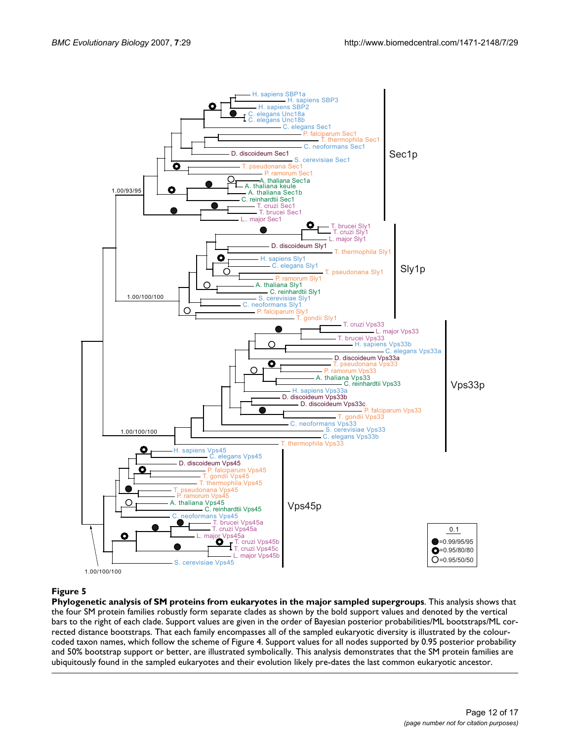**Figure 5**

**Phylogenetic analysis of SM proteins from eukaryotes in the major sampled supergroups**. This analysis shows that the four SM protein families robustly form separate clades as shown by the bold support values and denoted by the vertical bars to the right of each clade. Support values are given in the order of Bayesian posterior probabilities/ML bootstraps/ML corrected distance bootstraps. That each family encompasses all of the sampled eukaryotic diversity is illustrated by the colour-coded taxon names, which follow the scheme of Figure 4. Support values for all nodes supported by 0.95 posterior probability and 50% bootstrap support or better, are illustrated symbolically. This analysis demonstrates that the SM protein families are ubiquitously found in the sampled eukaryotes and their evolution likely pre-dates the last common eukaryotic ancestor.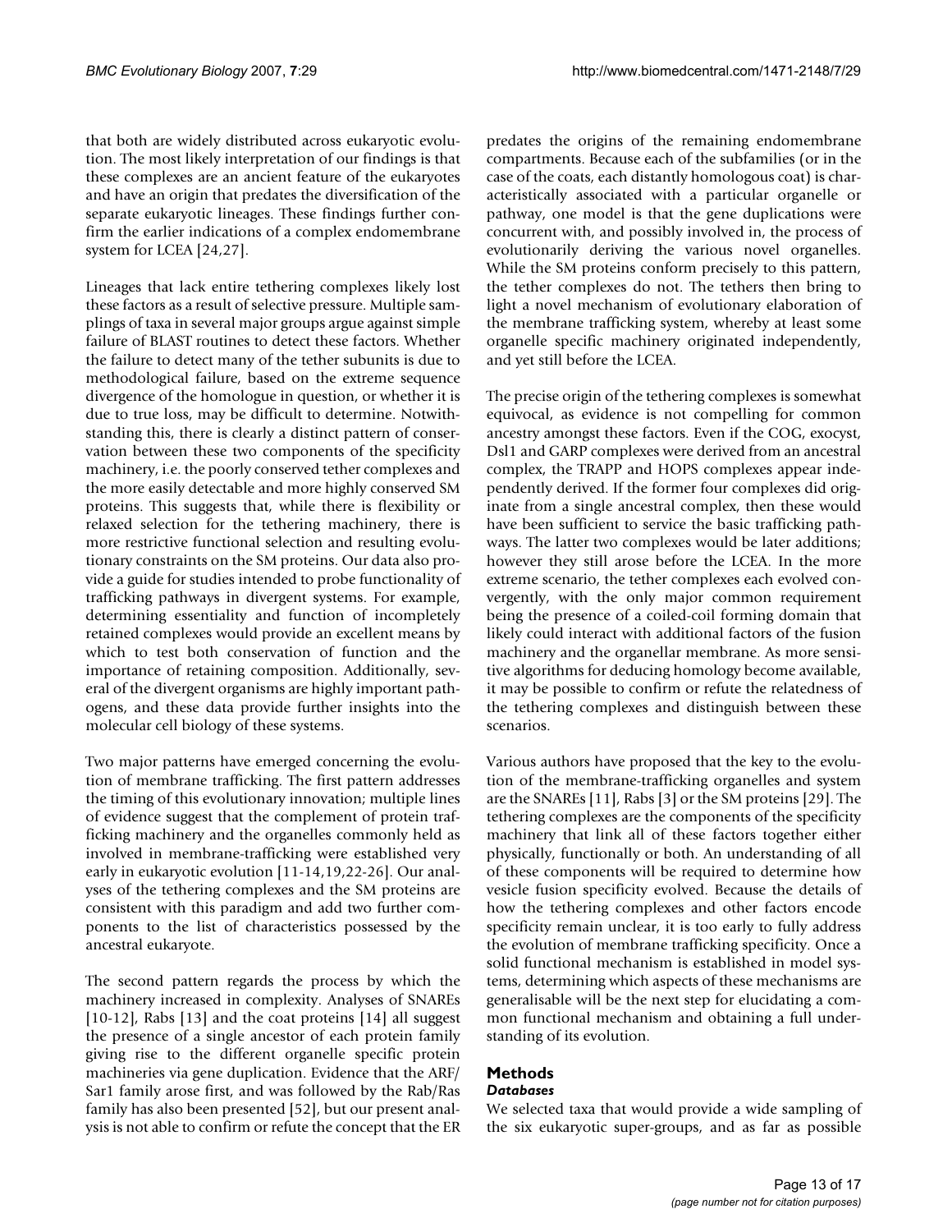that both are widely distributed across eukaryotic evolution. The most likely interpretation of our findings is that these complexes are an ancient feature of the eukaryotes and have an origin that predates the diversification of the separate eukaryotic lineages. These findings further confirm the earlier indications of a complex endomembrane system for LCEA [24,27].

Lineages that lack entire tethering complexes likely lost these factors as a result of selective pressure. Multiple samplings of taxa in several major groups argue against simple failure of BLAST routines to detect these factors. Whether the failure to detect many of the tether subunits is due to methodological failure, based on the extreme sequence divergence of the homologue in question, or whether it is due to true loss, may be difficult to determine. Notwithstanding this, there is clearly a distinct pattern of conservation between these two components of the specificity machinery, i.e. the poorly conserved tether complexes and the more easily detectable and more highly conserved SM proteins. This suggests that, while there is flexibility or relaxed selection for the tethering machinery, there is more restrictive functional selection and resulting evolutionary constraints on the SM proteins. Our data also provide a guide for studies intended to probe functionality of trafficking pathways in divergent systems. For example, determining essentiality and function of incompletely retained complexes would provide an excellent means by which to test both conservation of function and the importance of retaining composition. Additionally, several of the divergent organisms are highly important pathogens, and these data provide further insights into the molecular cell biology of these systems.

Two major patterns have emerged concerning the evolution of membrane trafficking. The first pattern addresses the timing of this evolutionary innovation; multiple lines of evidence suggest that the complement of protein trafficking machinery and the organelles commonly held as involved in membrane-trafficking were established very early in eukaryotic evolution [11-14,19,22-26]. Our analyses of the tethering complexes and the SM proteins are consistent with this paradigm and add two further components to the list of characteristics possessed by the ancestral eukaryote.

The second pattern regards the process by which the machinery increased in complexity. Analyses of SNAREs [10-12], Rabs [13] and the coat proteins [14] all suggest the presence of a single ancestor of each protein family giving rise to the different organelle specific protein machineries via gene duplication. Evidence that the ARF/Sar1 family arose first, and was followed by the Rab/Ras family has also been presented [52], but our present analysis is not able to confirm or refute the concept that the ER predates the origins of the remaining endomembrane compartments. Because each of the subfamilies (or in the case of the coats, each distantly homologous coat) is characteristically associated with a particular organelle or pathway, one model is that the gene duplications were concurrent with, and possibly involved in, the process of evolutionarily deriving the various novel organelles. While the SM proteins conform precisely to this pattern, the tether complexes do not. The tethers then bring to light a novel mechanism of evolutionary elaboration of the membrane trafficking system, whereby at least some organelle specific machinery originated independently, and yet still before the LCEA.

The precise origin of the tethering complexes is somewhat equivocal, as evidence is not compelling for common ancestry amongst these factors. Even if the COG, exocyst, Dsl1 and GARP complexes were derived from an ancestral complex, the TRAPP and HOPS complexes appear independently derived. If the former four complexes did originate from a single ancestral complex, then these would have been sufficient to service the basic trafficking pathways. The latter two complexes would be later additions; however they still arose before the LCEA. In the more extreme scenario, the tether complexes each evolved convergently, with the only major common requirement being the presence of a coiled-coil forming domain that likely could interact with additional factors of the fusion machinery and the organellar membrane. As more sensitive algorithms for deducing homology become available, it may be possible to confirm or refute the relatedness of the tethering complexes and distinguish between these scenarios.

Various authors have proposed that the key to the evolution of the membrane-trafficking organelles and system are the SNAREs [11], Rabs [3] or the SM proteins [29]. The tethering complexes are the components of the specificity machinery that link all of these factors together either physically, functionally or both. An understanding of all of these components will be required to determine how vesicle fusion specificity evolved. Because the details of how the tethering complexes and other factors encode specificity remain unclear, it is too early to fully address the evolution of membrane trafficking specificity. Once a solid functional mechanism is established in model systems, determining which aspects of these mechanisms are generalisable will be the next step for elucidating a common functional mechanism and obtaining a full understanding of its evolution.

## Methods

### *Databases*

We selected taxa that would provide a wide sampling of the six eukaryotic super-groups, and as far as possible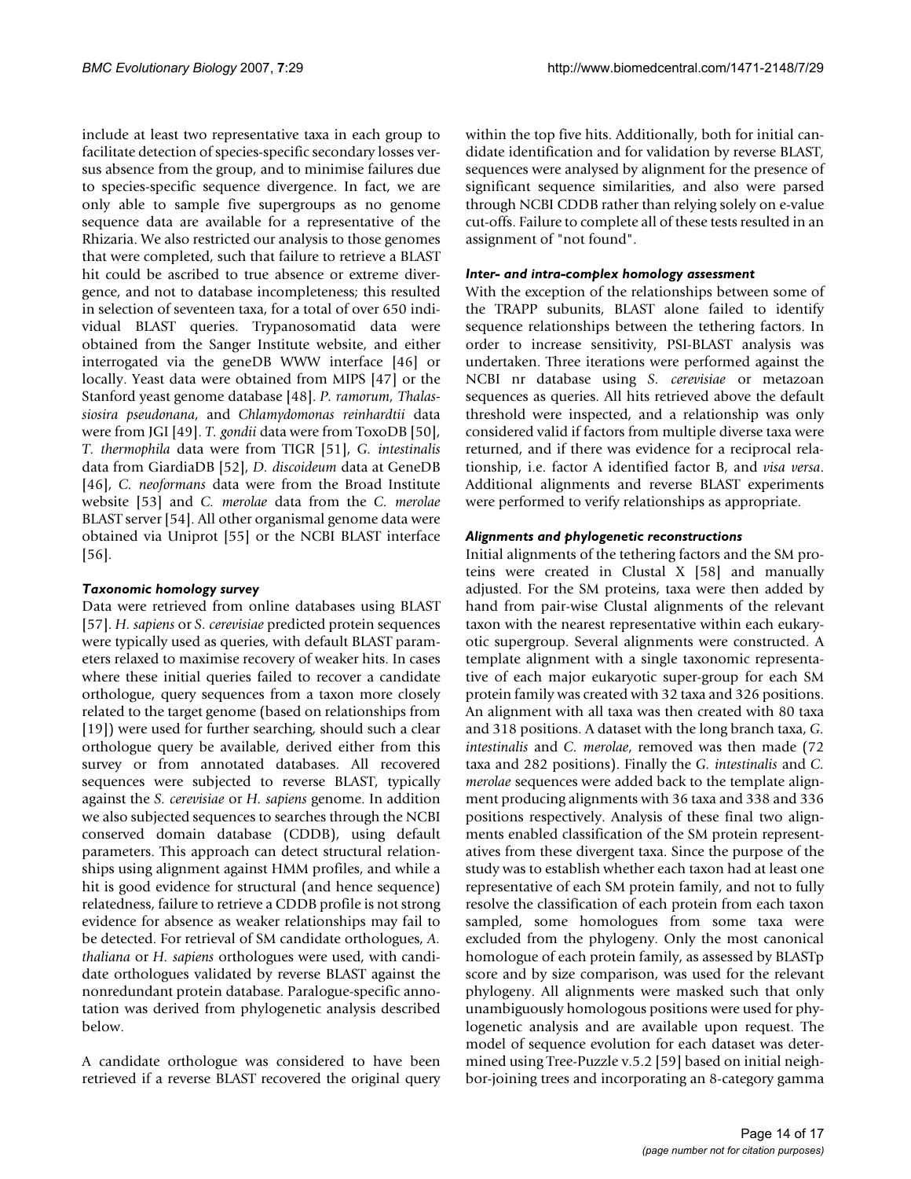include at least two representative taxa in each group to facilitate detection of species-specific secondary losses versus absence from the group, and to minimise failures due to species-specific sequence divergence. In fact, we are only able to sample five supergroups as no genome sequence data are available for a representative of the Rhizaria. We also restricted our analysis to those genomes that were completed, such that failure to retrieve a BLAST hit could be ascribed to true absence or extreme divergence, and not to database incompleteness; this resulted in selection of seventeen taxa, for a total of over 650 individual BLAST queries. Trypanosomatid data were obtained from the Sanger Institute website, and either interrogated via the geneDB WWW interface [46] or locally. Yeast data were obtained from MIPS [47] or the Stanford yeast genome database [48]. *P. ramorum*, *Thalassiosira pseudonana*, and *Chlamydomonas reinhardtii* data were from JGI [49]. *T. gondii* data were from ToxoDB [50], *T. thermophila* data were from TIGR [51], *G. intestinalis* data from GiardiaDB [52], *D. discoideum* data at GeneDB [46], *C. neoformans* data were from the Broad Institute website [53] and *C. merolae* data from the *C. merolae* BLAST server [54]. All other organismal genome data were obtained via Uniprot [55] or the NCBI BLAST interface [56].

### *Taxonomic homology survey*

Data were retrieved from online databases using BLAST [57]. *H. sapiens* or *S. cerevisiae* predicted protein sequences were typically used as queries, with default BLAST parameters relaxed to maximise recovery of weaker hits. In cases where these initial queries failed to recover a candidate orthologue, query sequences from a taxon more closely related to the target genome (based on relationships from [19]) were used for further searching, should such a clear orthologue query be available, derived either from this survey or from annotated databases. All recovered sequences were subjected to reverse BLAST, typically against the *S. cerevisiae* or *H. sapiens* genome. In addition we also subjected sequences to searches through the NCBI conserved domain database (CDDB), using default parameters. This approach can detect structural relationships using alignment against HMM profiles, and while a hit is good evidence for structural (and hence sequence) relatedness, failure to retrieve a CDDB profile is not strong evidence for absence as weaker relationships may fail to be detected. For retrieval of SM candidate orthologues, *A. thaliana* or *H. sapiens* orthologues were used, with candidate orthologues validated by reverse BLAST against the nonredundant protein database. Paralogue-specific annotation was derived from phylogenetic analysis described below.

A candidate orthologue was considered to have been retrieved if a reverse BLAST recovered the original query within the top five hits. Additionally, both for initial candidate identification and for validation by reverse BLAST, sequences were analysed by alignment for the presence of significant sequence similarities, and also were parsed through NCBI CDDB rather than relying solely on e-value cut-offs. Failure to complete all of these tests resulted in an assignment of "not found".

### *Inter- and intra-complex homology assessment*

With the exception of the tethering relationships between some of the TRAPP subunits, BLAST alone failed to identify sequence relationships between the tethering factors. In order to increase sensitivity, PSI-BLAST analysis was undertaken. Three iterations were performed against the NCBI nr database using *S. cerevisiae* or metazoan sequences as queries. All hits retrieved above the default threshold were inspected, and a relationship was only considered valid if factors from multiple diverse taxa were returned, and if there was evidence for a reciprocal relationship, i.e. factor A identified factor B, and *visa versa*. Additional alignments and reverse BLAST experiments were performed to verify relationships as appropriate.

### *Alignments and phylogenetic reconstructions*

Initial alignments of the tethering factors and the SM proteins were created in Clustal X [58] and manually adjusted. For the SM proteins, taxa were then added by hand from pair-wise Clustal alignments of the relevant taxon with the nearest representative within each eukaryotic supergroup. Several alignments were constructed. A template alignment with a single taxonomic representative of each major eukaryotic super-group for each SM protein family was created with 32 taxa and 326 positions. An alignment with all taxa was then created with 80 taxa and 318 positions. A dataset with the long branch taxa, *G. intestinalis* and *C. merolae*, removed was then made (72 taxa and 282 positions). Finally the *G. intestinalis* and *C. merolae* sequences were added back to the template alignment producing alignments with 36 taxa and 338 and 336 positions respectively. Analysis of these final two alignments enabled classification of the SM protein representatives from these divergent taxa. Since the purpose of the study was to establish whether each taxon had at least one representative of each SM protein family, and not to fully resolve the classification of each protein from each taxon sampled, some homologues from some taxa were excluded from the phylogeny. Only the most canonical homologue of each protein family, as assessed by BLASTp score and by size comparison, was used for the relevant phylogeny. All alignments were masked such that only unambiguously homologous positions were used for phylogenetic analysis and are available upon request. The model of sequence evolution for each dataset was determined using Tree-Puzzle v.5.2 [59] based on initial neighbor-joining trees and incorporating an 8-category gamma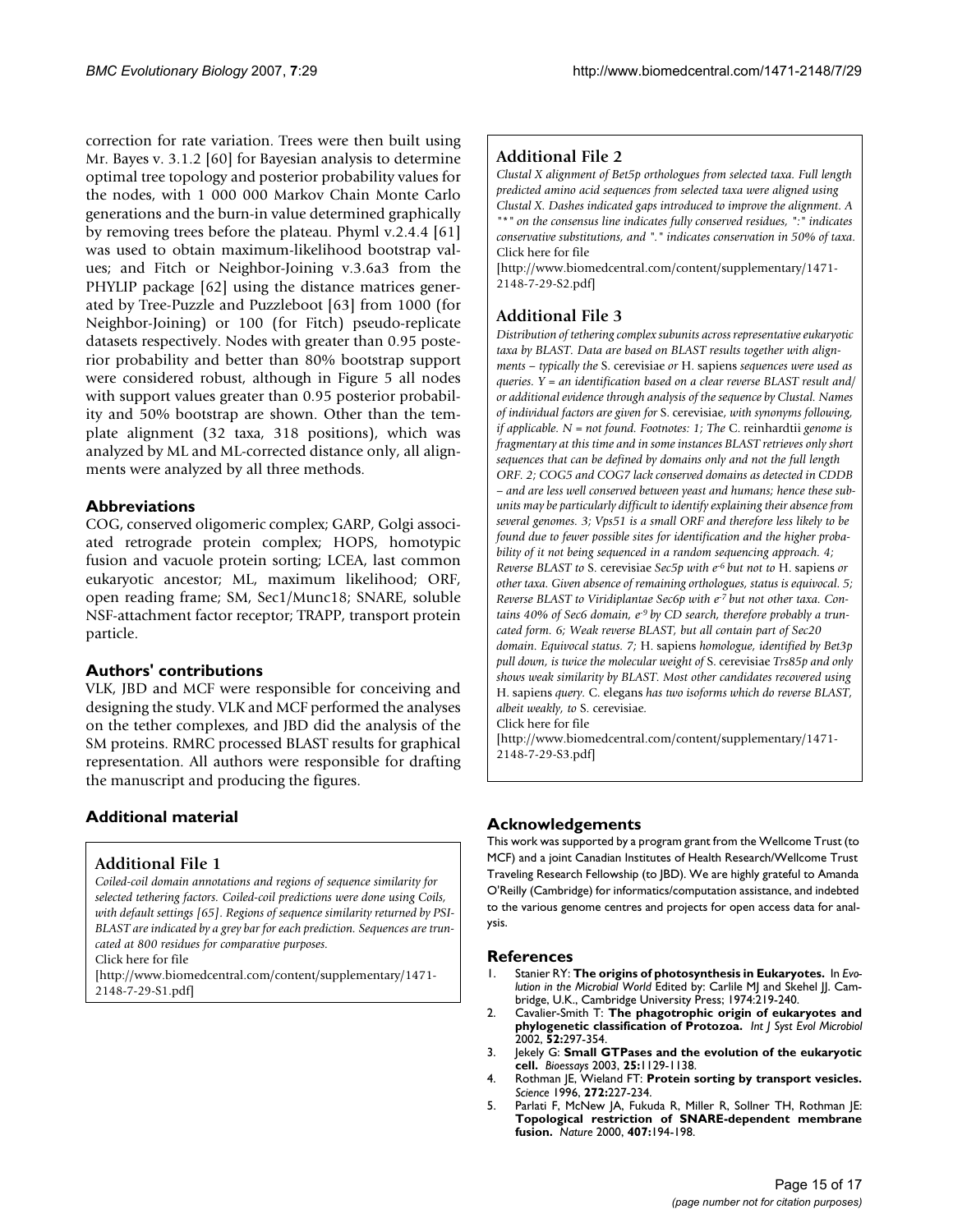correction for rate variation. Trees were then built using Mr. Bayes v. 3.1.2 [60] for Bayesian analysis to determine optimal tree topology and posterior probability values for the nodes, with 1 000 000 Markov Chain Monte Carlo generations and the burn-in value determined graphically by removing trees before the plateau. Phyml v.2.4.4 [61] was used to obtain maximum-likelihood bootstrap values; and Fitch or Neighbor-Joining v.3.6a3 from the PHYLIP package [62] using the distance matrices generated by Tree-Puzzle and Puzzleboot [63] from 1000 (for Neighbor-Joining) or 100 (for Fitch) pseudo-replicate datasets respectively. Nodes with greater than 0.95 posterior probability and better than 80% bootstrap support were considered robust, although in Figure 5 all nodes with support values greater than 0.95 posterior probability and 50% bootstrap are shown. Other than the template alignment (32 taxa, 318 positions), which was analyzed by ML and ML-corrected distance only, all alignments were analyzed by all three methods.

### Abbreviations

COG, conserved oligomeric complex; GARP, Golgi associated retrograde protein complex; HOPS, homotypic fusion and vacuole protein sorting; LCEA, last common eukaryotic ancestor; ML, maximum likelihood; ORF, open reading frame; SM, Sec1/Munc18; SNARE, soluble NSF-attachment factor receptor; TRAPP, transport protein particle.

### Authors' contributions

VLK, JBD and MCF were responsible for conceiving and designing the study. VLK and MCF performed the analyses on the tether complexes, and JBD did the analysis of the SM proteins. RMRC processed BLAST results for graphical representation. All authors were responsible for drafting the manuscript and producing the figures.

## Additional material

### Additional File 1

*Coiled-coil domain annotations and regions of sequence similarity for selected tethering factors. Coiled-coil predictions were done using Coils, with default settings [65]. Regions of sequence similarity returned by PSI-BLAST are indicated by a grey bar for each prediction. Sequences are truncated at 800 residues for comparative purposes.*
Click here for file
[http://www.biomedcentral.com/content/supplementary/1471-2148-7-29-S1.pdf]

### Additional File 2

*Clustal X alignment of Bet5p orthologues from selected taxa. Full length predicted amino acid sequences from selected taxa were aligned using Clustal X. Dashes indicated gaps introduced to improve the alignment. A "*" on the consensus line indicates fully conserved residues, ":" indicates conservative substitutions, and "." indicates conservation in 50% of taxa.*
Click here for file
[http://www.biomedcentral.com/content/supplementary/1471-2148-7-29-S2.pdf]

### Additional File 3

*Distribution of tethering complex subunits across representative eukaryotic taxa by BLAST. Data are based on BLAST results together with alignments – typically the* S. cerevisiae *or* H. sapiens *sequences were used as queries. Y = an identification based on a clear reverse BLAST result and/or additional evidence through analysis of the sequence by Clustal. Names of individual factors are given for* S. cerevisiae*, with synonyms following, if applicable. N = not found. Footnotes: 1; The* C. reinhardtii *genome is fragmentary at this time and in some instances BLAST retrieves only short sequences that can be defined by domains only and not the full length ORF. 2; COG5 and COG7 lack conserved domains as detected in CDDB – and are less well conserved between yeast and humans; hence these subunits may be particularly difficult to identify explaining their absence from several genomes. 3; Vps51 is a small ORF and therefore less likely to be found due to fewer possible sites for identification and the higher probability of it not being sequenced in a random sequencing approach. 4; Reverse BLAST to* S. cerevisiae *Sec5p with $e^{-6}$ but not to* H. sapiens *or other taxa. Given absence of remaining orthologues, status is equivocal. 5; Reverse BLAST to Viridiplantae Sec6p with $e^{-7}$ but not other taxa. Contains 40% of Sec6 domain, $e^{-9}$ by CD search, therefore probably a truncated form. 6; Weak reverse BLAST, but all contain part of Sec20 domain. Equivocal status. 7;* H. sapiens *homologue, identified by Bet3p pull down, is twice the molecular weight of* S. cerevisiae *Trs85p and only shows weak similarity by BLAST. Most other candidates recovered using* H. sapiens *query.* C. elegans *has two isoforms which do reverse BLAST, albeit weakly, to* S. cerevisiae.
Click here for file
[http://www.biomedcentral.com/content/supplementary/1471-2148-7-29-S3.pdf]

## Acknowledgements

This work was supported by a program grant from the Wellcome Trust (to MCF) and a joint Canadian Institutes of Health Research/Wellcome Trust Traveling Research Fellowship (to JBD). We are highly grateful to Amanda O'Reilly (Cambridge) for informatics/computation assistance, and indebted to the various genome centres and projects for open access data for analysis.

## References

1. Stanier RY: **The origins of photosynthesis in Eukaryotes.** In *Evolution in the Microbial World* Edited by: Carlile MJ and Skehel JJ. Cambridge, U.K., Cambridge University Press; 1974:219-240.
2. Cavalier-Smith T: **The phagotrophic origin of eukaryotes and phylogenetic classification of Protozoa.** *Int J Syst Evol Microbiol* 2002, **52:**297-354.
3. Jekely G: **Small GTPases and the evolution of the eukaryotic cell.** *Bioessays* 2003, **25:**1129-1138.
4. Rothman JE, Wieland FT: **Protein sorting by transport vesicles.** *Science* 1996, **272:**227-234.
5. Parlati F, McNew JA, Fukuda R, Miller R, Sollner TH, Rothman JE: **Topological restriction of SNARE-dependent membrane fusion.** *Nature* 2000, **407:**194-198.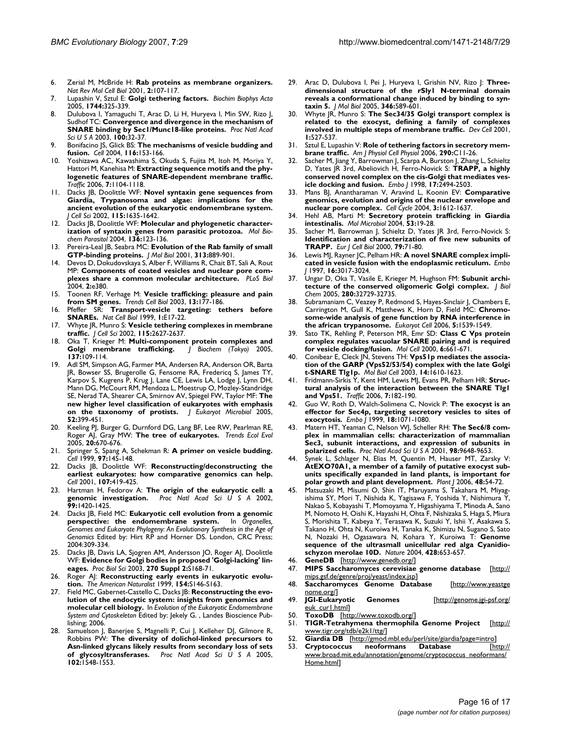6. Zerial M, McBride H: **Rab proteins as membrane organizers.** *Nat Rev Mol Cell Biol* 2001, **2:**107-117.
7. Lupashin V, Sztul E: **Golgi tethering factors.** *Biochim Biophys Acta* 2005, **1744:**325-339.
8. Dulubova I, Yamaguchi T, Arac D, Li H, Huryeva I, Min SW, Rizo J, Sudhof TC: **Convergence and divergence in the mechanism of SNARE binding by Sec1/Munc18-like proteins.** *Proc Natl Acad Sci U S A* 2003, **100:**32-37.
9. Bonifacino JS, Glick BS: **The mechanisms of vesicle budding and fusion.** *Cell* 2004, **116:**153-166.
10. Yoshizawa AC, Kawashima S, Okuda S, Fujita M, Itoh M, Moriya Y, Hattori M, Kanehisa M: **Extracting sequence motifs and the phylogenetic features of SNARE-dependent membrane traffic.** *Traffic* 2006, **7:**1104-1118.
11. Dacks JB, Doolittle WF: **Novel syntaxin gene sequences from Giardia, Trypanosoma and algae: implications for the ancient evolution of the eukaryotic endomembrane system.** *J Cell Sci* 2002, **115:**1635-1642.
12. Dacks JB, Doolittle WF: **Molecular and phylogenetic characterization of syntaxin genes from parasitic protozoa.** *Mol Biochem Parasitol* 2004, **136:**123-136.
13. Pereira-Leal JB, Seabra MC: **Evolution of the Rab family of small GTP-binding proteins.** *J Mol Biol* 2001, **313:**889-901.
14. Devos D, Dokudovskaya S, Alber F, Williams R, Chait BT, Sali A, Rout MP: **Components of coated vesicles and nuclear pore complexes share a common molecular architecture.** *PLoS Biol* 2004, **2:**e380.
15. Toonen RF, Verhage M: **Vesicle trafficking: pleasure and pain from SM genes.** *Trends Cell Biol* 2003, **13:**177-186.
16. Pfeffer SR: **Transport-vesicle targeting: tethers before SNAREs.** *Nat Cell Biol* 1999, **1:**E17-22.
17. Whyte JR, Munro S: **Vesicle tethering complexes in membrane traffic.** *J Cell Sci* 2002, **115:**2627-2637.
18. Oka T, Krieger M: **Multi-component protein complexes and Golgi membrane trafficking.** *J Biochem (Tokyo)* 2005, **137:**109-114.
19. Adl SM, Simpson AG, Farmer MA, Andersen RA, Anderson OR, Barta JR, Bowser SS, Brugerolle G, Fensome RA, Fredericq S, James TY, Karpov S, Kugrens P, Krug J, Lane CE, Lewis LA, Lodge J, Lynn DH, Mann DG, McCourt RM, Mendoza L, Moestrup O, Mozley-Standridge SE, Nerad TA, Shearer CA, Smirnov AV, Spiegel FW, Taylor MF: **The new higher level classification of eukaryotes with emphasis on the taxonomy of protists.** *J Eukaryot Microbiol* 2005, **52:**399-451.
20. Keeling PJ, Burger G, Durnford DG, Lang BF, Lee RW, Pearlman RE, Roger AJ, Gray MW: **The tree of eukaryotes.** *Trends Ecol Evol* 2005, **20:**670-676.
21. Springer S, Spang A, Schekman R: **A primer on vesicle budding.** *Cell* 1999, **97:**145-148.
22. Dacks JB, Doolittle WF: **Reconstructing/deconstructing the earliest eukaryotes: how comparative genomics can help.** *Cell* 2001, **107:**419-425.
23. Hartman H, Fedorov A: **The origin of the eukaryotic cell: a genomic investigation.** *Proc Natl Acad Sci U S A* 2002, **99:**1420-1425.
24. Dacks JB, Field MC: **Eukaryotic cell evolution from a genomic perspective: the endomembrane system.** In *Organelles, Genomes and Eukaryote Phylogeny: An Evolutionary Synthesis in the Age of Genomics* Edited by: Hirt RP and Horner DS. London, CRC Press; 2004:309-334.
25. Dacks JB, Davis LA, Sjogren AM, Andersson JO, Roger AJ, Doolittle WF: **Evidence for Golgi bodies in proposed 'Golgi-lacking' lineages.** *Proc Biol Sci* 2003, **270 Suppl 2:**S168-71.
26. Roger AJ: **Reconstructing early events in eukaryotic evolution.** *The American Naturalist* 1999, **154:**S146-S163.
27. Field MC, Gabernet-Castello C, Dacks JB: **Reconstructing the evolution of the endocytic system: insights from genomics and molecular cell biology.** In *Evolution of the Eukaryotic Endomembrane System and Cytoskeleton* Edited by: Jekely G. , Landes Bioscience Publishing; 2006.
28. Samuelson J, Banerjee S, Magnelli P, Cui J, Kelleher DJ, Gilmore R, Robbins PW: **The diversity of dolichol-linked precursors to Asn-linked glycans likely results from secondary loss of sets of glycosyltransferases.** *Proc Natl Acad Sci U S A* 2005, **102:**1548-1553.
29. Arac D, Dulubova I, Pei J, Huryeva I, Grishin NV, Rizo J: **Three-dimensional structure of the rSly1 N-terminal domain reveals a conformational change induced by binding to syntaxin 5.** *J Mol Biol* 2005, **346:**589-601.
30. Whyte JR, Munro S: **The Sec34/35 Golgi transport complex is related to the exocyst, defining a family of complexes involved in multiple steps of membrane traffic.** *Dev Cell* 2001, **1:**527-537.
31. Sztul E, Lupashin V: **Role of tethering factors in secretory membrane traffic.** *Am J Physiol Cell Physiol* 2006, **290:**C11-26.
32. Sacher M, Jiang Y, Barrowman J, Scarpa A, Burston J, Zhang L, Schieltz D, Yates JR 3rd, Abeliovich H, Ferro-Novick S: **TRAPP, a highly conserved novel complex on the cis-Golgi that mediates vesicle docking and fusion.** *Embo J* 1998, **17:**2494-2503.
33. Mans BJ, Anantharaman V, Aravind L, Koonin EV: **Comparative genomics, evolution and origins of the nuclear envelope and nuclear pore complex.** *Cell Cycle* 2004, **3:**1612-1637.
34. Hehl AB, Marti M: **Secretory protein trafficking in Giardia intestinalis.** *Mol Microbiol* 2004, **53:**19-28.
35. Sacher M, Barrowman J, Schieltz D, Yates JR 3rd, Ferro-Novick S: **Identification and characterization of five new subunits of TRAPP.** *Eur J Cell Biol* 2000, **79:**71-80.
36. Lewis MJ, Rayner JC, Pelham HR: **A novel SNARE complex implicated in vesicle fusion with the endoplasmic reticulum.** *Embo J* 1997, **16:**3017-3024.
37. Ungar D, Oka T, Vasile E, Krieger M, Hughson FM: **Subunit architecture of the conserved oligomeric Golgi complex.** *J Biol Chem* 2005, **280:**32729-32735.
38. Subramaniam C, Veazey P, Redmond S, Hayes-Sinclair J, Chambers E, Carrington M, Gull K, Matthews K, Horn D, Field MC: **Chromosome-wide analysis of gene function by RNA interference in the african trypanosome.** *Eukaryot Cell* 2006, **5:**1539-1549.
39. Sato TK, Rehling P, Peterson MR, Emr SD: **Class C Vps protein complex regulates vacuolar SNARE pairing and is required for vesicle docking/fusion.** *Mol Cell* 2000, **6:**661-671.
40. Conibear E, Cleck JN, Stevens TH: **Vps51p mediates the association of the GARP (Vps52/53/54) complex with the late Golgi t-SNARE Tlg1p.** *Mol Biol Cell* 2003, **14:**1610-1623.
41. Fridmann-Sirkis Y, Kent HM, Lewis MJ, Evans PR, Pelham HR: **Structural analysis of the interaction between the SNARE Tlg1 and Vps51.** *Traffic* 2006, **7:**182-190.
42. Guo W, Roth D, Walch-Solimena C, Novick P: **The exocyst is an effector for Sec4p, targeting secretory vesicles to sites of exocytosis.** *Embo J* 1999, **18:**1071-1080.
43. Matern HT, Yeaman C, Nelson WJ, Scheller RH: **The Sec6/8 complex in mammalian cells: characterization of mammalian Sec3, subunit interactions, and expression of subunits in polarized cells.** *Proc Natl Acad Sci U S A* 2001, **98:**9648-9653.
44. Synek L, Schlager N, Elias M, Quentin M, Hauser MT, Zarsky V: **AtEXO70A1, a member of a family of putative exocyst subunits specifically expanded in land plants, is important for polar growth and plant development.** *Plant J* 2006, **48:**54-72.
45. Matsuzaki M, Misumi O, Shin IT, Maruyama S, Takahara M, Miyagishima SY, Mori T, Nishida K, Yagisawa F, Yoshida Y, Nishimura Y, Nakao S, Kobayashi T, Momoyama Y, Higashiyama T, Minoda A, Sano M, Nomoto H, Oishi K, Hayashi H, Ohta F, Nishizaka S, Haga S, Miura S, Morishita T, Kabeya Y, Terasawa K, Suzuki Y, Ishii Y, Asakawa S, Takano H, Ohta N, Kuroiwa H, Tanaka K, Shimizu N, Sugano S, Sato N, Nozaki H, Ogasawara N, Kohara Y, Kuroiwa T: **Genome sequence of the ultrasmall unicellular red alga Cyanidioschyzon merolae 10D.** *Nature* 2004, **428:**653-657.
46. **GeneDB** [http://www.genedb.org/]
47. **MIPS Saccharomyces cerevisiae genome database** [http://mips.gsf.de/genre/proj/yeast/index.jsp]
48. **Saccharomyces Genome Database** [http://www.yeastgenome.org/]
49. **JGI-Eukaryotic Genomes** [http://genome.jgi-psf.org/euk_cur1.html]
50. **ToxoDB** [http://www.toxodb.org/]
51. **TIGR-Tetrahymena thermophila Genome Project** [http://www.tigr.org/tdb/e2k1/ttg/]
52. **Giardia DB** [http://gmod.mbl.edu/perl/site/giardia?page=intro]
53. **Cryptococcus neoformans Database** [http://www.broad.mit.edu/annotation/genome/cryptococcus_neoformans/Home.html]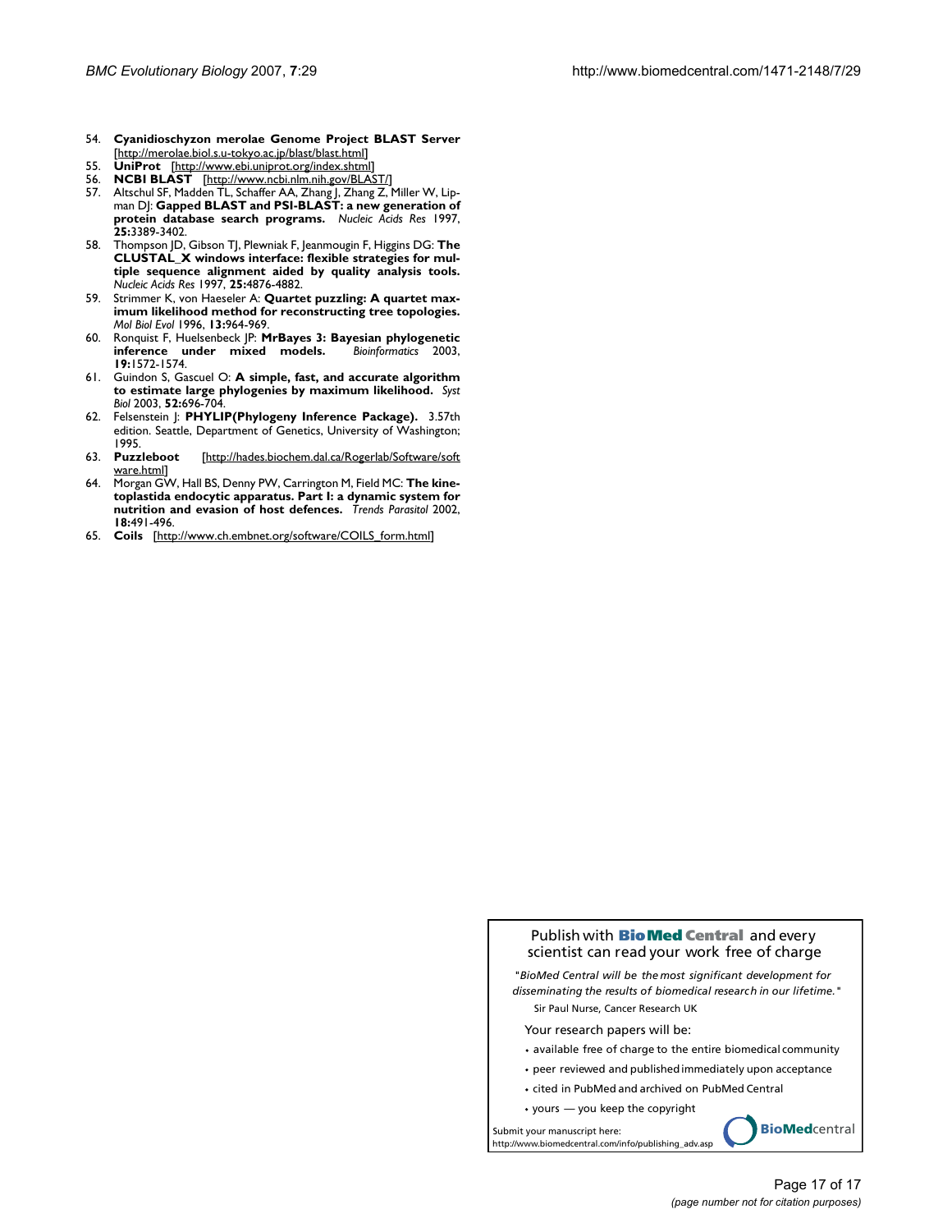54. **Cyanidioschyzon merolae Genome Project BLAST Server** [http://merolae.biol.s.u-tokyo.ac.jp/blast/blast.html]
55. **UniProt** [http://www.ebi.uniprot.org/index.shtml]
56. **NCBI BLAST** [http://www.ncbi.nlm.nih.gov/BLAST/]
57. Altschul SF, Madden TL, Schaffer AA, Zhang J, Zhang Z, Miller W, Lipman DJ: **Gapped BLAST and PSI-BLAST: a new generation of protein database search programs.** *Nucleic Acids Res* 1997, **25:**3389-3402.
58. Thompson JD, Gibson TJ, Plewniak F, Jeanmougin F, Higgins DG: **The CLUSTAL_X windows interface: flexible strategies for multiple sequence alignment aided by quality analysis tools.** *Nucleic Acids Res* 1997, **25:**4876-4882.
59. Strimmer K, von Haeseler A: **Quartet puzzling: A quartet maximum likelihood method for reconstructing tree topologies.** *Mol Biol Evol* 1996, **13:**964-969.
60. Ronquist F, Huelsenbeck JP: **MrBayes 3: Bayesian phylogenetic inference under mixed models.** *Bioinformatics* 2003, **19:**1572-1574.
61. Guindon S, Gascuel O: **A simple, fast, and accurate algorithm to estimate large phylogenies by maximum likelihood.** *Syst Biol* 2003, **52:**696-704.
62. Felsenstein J: **PHYLIP(Phylogeny Inference Package).** 3.57th edition. Seattle, Department of Genetics, University of Washington; 1995.
63. **Puzzleboot** [http://hades.biochem.dal.ca/Rogerlab/Software/software.html]
64. Morgan GW, Hall BS, Denny PW, Carrington M, Field MC: **The kinetoplastida endocytic apparatus. Part I: a dynamic system for nutrition and evasion of host defences.** *Trends Parasitol* 2002, **18:**491-496.
65. **Coils** [http://www.ch.embnet.org/software/COILS_form.html]

Publish with **BioMed Central** and every scientist can read your work free of charge

*"BioMed Central will be the most significant development for disseminating the results of biomedical research in our lifetime."*

Sir Paul Nurse, Cancer Research UK

Your research papers will be:

- available free of charge to the entire biomedical community
- peer reviewed and published immediately upon acceptance
- cited in PubMed and archived on PubMed Central
- yours — you keep the copyright

Submit your manuscript here:
http://www.biomedcentral.com/info/publishing_adv.asp

**BioMed**central